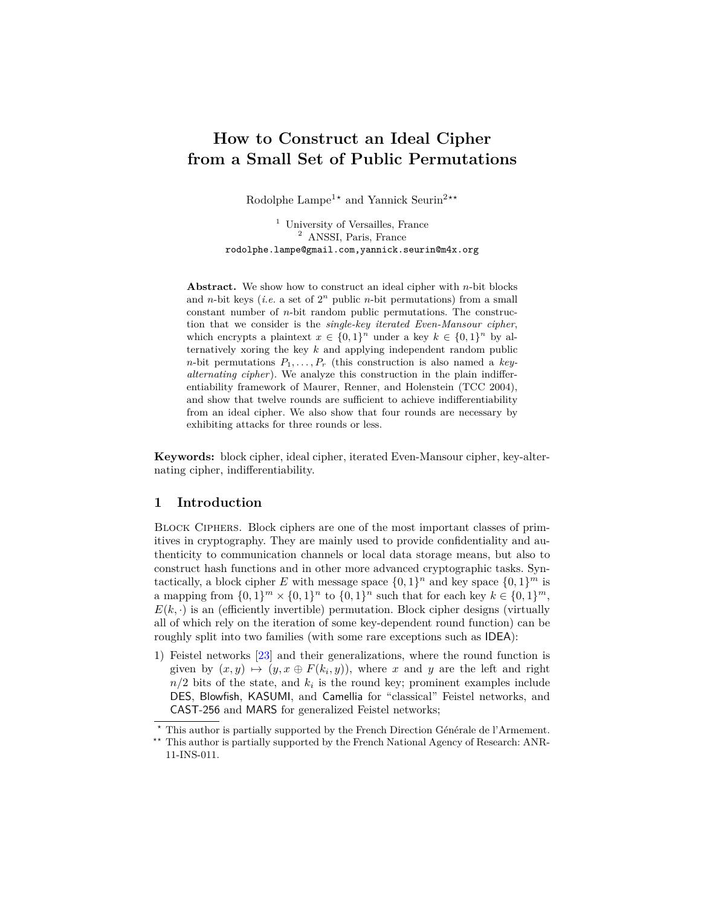# How to Construct an Ideal Cipher from a Small Set of Public Permutations

Rodolphe Lampe[1*] and Yannick Seurin[2**]

[1] University of Versailles, France
[2] ANSSI, Paris, France
rodolphe.lampe@gmail.com,yannick.seurin@m4x.org

**Abstract.** We show how to construct an ideal cipher with $n$-bit blocks and $n$-bit keys (*i.e.* a set of $2^n$ public $n$-bit permutations) from a small constant number of $n$-bit random public permutations. The construction that we consider is the *single-key iterated Even-Mansour cipher*, which encrypts a plaintext $x \in \{0,1\}^n$ under a key $k \in \{0,1\}^n$ by alternatively xoring the key $k$ and applying independent random public $n$-bit permutations $P_1, \ldots, P_r$ (this construction is also named a *key-alternating cipher*). We analyze this construction in the plain indifferentiability framework of Maurer, Renner, and Holenstein (TCC 2004), and show that twelve rounds are sufficient to achieve indifferentiability from an ideal cipher. We also show that four rounds are necessary by exhibiting attacks for three rounds or less.

**Keywords:** block cipher, ideal cipher, iterated Even-Mansour cipher, key-alternating cipher, indifferentiability.

## 1 Introduction

Block Ciphers. Block ciphers are one of the most important classes of primitives in cryptography. They are mainly used to provide confidentiality and authenticity to communication channels or local data storage means, but also to construct hash functions and in other more advanced cryptographic tasks. Syntactically, a block cipher $E$ with message space $\{0,1\}^n$ and key space $\{0,1\}^m$ is a mapping from $\{0,1\}^m \times \{0,1\}^n$ to $\{0,1\}^n$ such that for each key $k \in \{0,1\}^m$, $E(k, \cdot)$ is an (efficiently invertible) permutation. Block cipher designs (virtually all of which rely on the iteration of some key-dependent round function) can be roughly split into two families (with some rare exceptions such as IDEA):

1) Feistel networks [23] and their generalizations, where the round function is given by $(x, y) \mapsto (y, x \oplus F(k_i, y))$, where $x$ and $y$ are the left and right $n/2$ bits of the state, and $k_i$ is the round key; prominent examples include DES, Blowfish, KASUMI, and Camellia for "classical" Feistel networks, and CAST-256 and MARS for generalized Feistel networks;

* This author is partially supported by the French Direction Générale de l'Armement.

** This author is partially supported by the French National Agency of Research: ANR-11-INS-011.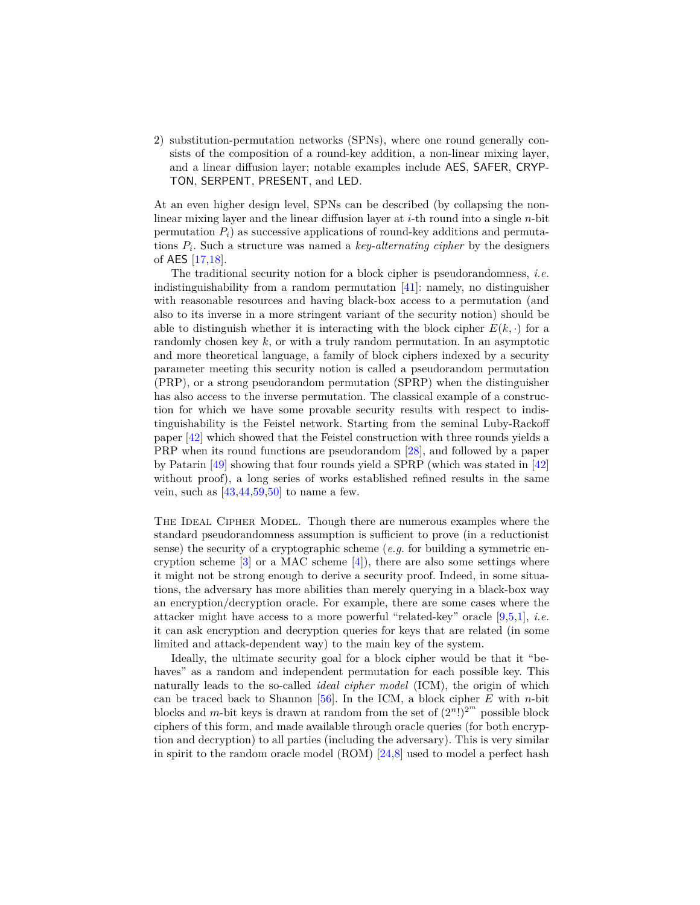2) substitution-permutation networks (SPNs), where one round generally consists of the composition of a round-key addition, a non-linear mixing layer, and a linear diffusion layer; notable examples include AES, SAFER, CRYPTON, SERPENT, PRESENT, and LED.

At an even higher design level, SPNs can be described (by collapsing the non-linear mixing layer and the linear diffusion layer at $i$-th round into a single $n$-bit permutation $P_i$) as successive applications of round-key additions and permutations $P_i$. Such a structure was named a *key-alternating cipher* by the designers of AES [17,18].

The traditional security notion for a block cipher is pseudorandomness, *i.e.* indistinguishability from a random permutation [41]: namely, no distinguisher with reasonable resources and having black-box access to a permutation (and also to its inverse in a more stringent variant of the security notion) should be able to distinguish whether it is interacting with the block cipher $E(k, \cdot)$ for a randomly chosen key $k$, or with a truly random permutation. In an asymptotic and more theoretical language, a family of block ciphers indexed by a security parameter meeting this security notion is called a pseudorandom permutation (PRP), or a strong pseudorandom permutation (SPRP) when the distinguisher has also access to the inverse permutation. The classical example of a construction for which we have some provable security results with respect to indistinguishability is the Feistel network. Starting from the seminal Luby-Rackoff paper [42] which showed that the Feistel construction with three rounds yields a PRP when its round functions are pseudorandom [28], and followed by a paper by Patarin [49] showing that four rounds yield a SPRP (which was stated in [42] without proof), a long series of works established refined results in the same vein, such as [43,44,59,50] to name a few.

The Ideal Cipher Model. Though there are numerous examples where the standard pseudorandomness assumption is sufficient to prove (in a reductionist sense) the security of a cryptographic scheme (*e.g.* for building a symmetric encryption scheme [3] or a MAC scheme [4]), there are also some settings where it might not be strong enough to derive a security proof. Indeed, in some situations, the adversary has more abilities than merely querying in a black-box way an encryption/decryption oracle. For example, there are some cases where the attacker might have access to a more powerful "related-key" oracle [9,5,1], *i.e.* it can ask encryption and decryption queries for keys that are related (in some limited and attack-dependent way) to the main key of the system.

Ideally, the ultimate security goal for a block cipher would be that it "behaves" as a random and independent permutation for each possible key. This naturally leads to the so-called *ideal cipher model* (ICM), the origin of which can be traced back to Shannon [56]. In the ICM, a block cipher $E$ with $n$-bit blocks and $m$-bit keys is drawn at random from the set of $(2^n!)^{2^m}$ possible block ciphers of this form, and made available through oracle queries (for both encryption and decryption) to all parties (including the adversary). This is very similar in spirit to the random oracle model (ROM) [24,8] used to model a perfect hash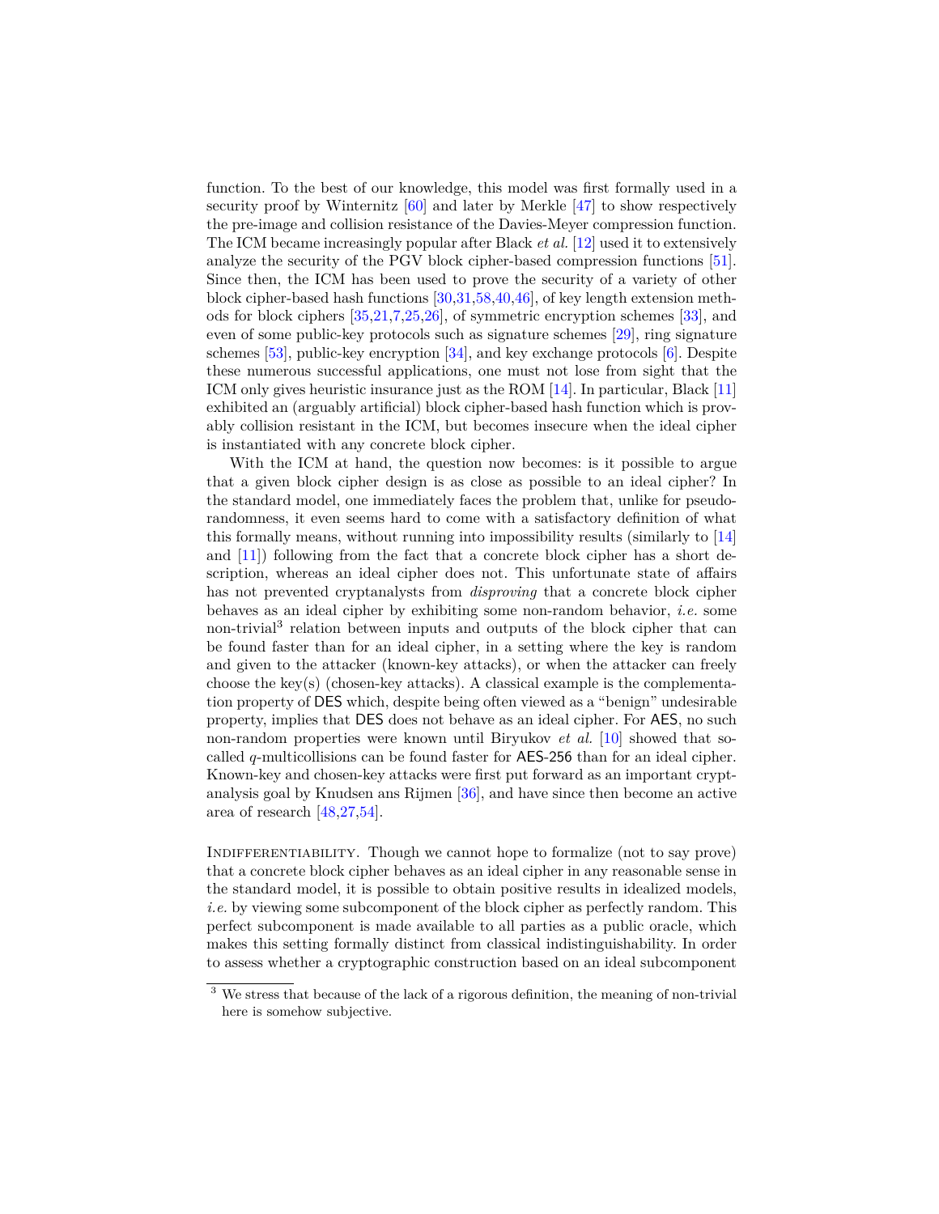function. To the best of our knowledge, this model was first formally used in a security proof by Winternitz [60] and later by Merkle [47] to show respectively the pre-image and collision resistance of the Davies-Meyer compression function. The ICM became increasingly popular after Black *et al.* [12] used it to extensively analyze the security of the PGV block cipher-based compression functions [51]. Since then, the ICM has been used to prove the security of a variety of other block cipher-based hash functions [30,31,58,40,46], of key length extension methods for block ciphers [35,21,7,25,26], of symmetric encryption schemes [33], and even of some public-key protocols such as signature schemes [29], ring signature schemes [53], public-key encryption [34], and key exchange protocols [6]. Despite these numerous successful applications, one must not lose from sight that the ICM only gives heuristic insurance just as the ROM [14]. In particular, Black [11] exhibited an (arguably artificial) block cipher-based hash function which is provably collision resistant in the ICM, but becomes insecure when the ideal cipher is instantiated with any concrete block cipher.

With the ICM at hand, the question now becomes: is it possible to argue that a given block cipher design is as close as possible to an ideal cipher? In the standard model, one immediately faces the problem that, unlike for pseudorandomness, it even seems hard to come with a satisfactory definition of what this formally means, without running into impossibility results (similarly to [14] and [11]) following from the fact that a concrete block cipher has a short description, whereas an ideal cipher does not. This unfortunate state of affairs has not prevented cryptanalysts from *disproving* that a concrete block cipher behaves as an ideal cipher by exhibiting some non-random behavior, *i.e.* some non-trivial[3] relation between inputs and outputs of the block cipher that can be found faster than for an ideal cipher, in a setting where the key is random and given to the attacker (known-key attacks), or when the attacker can freely choose the key(s) (chosen-key attacks). A classical example is the complementation property of DES which, despite being often viewed as a "benign" undesirable property, implies that DES does not behave as an ideal cipher. For AES, no such non-random properties were known until Biryukov *et al.* [10] showed that so-called $q$-multicollisions can be found faster for AES-256 than for an ideal cipher. Known-key and chosen-key attacks were first put forward as an important cryptanalysis goal by Knudsen ans Rijmen [36], and have since then become an active area of research [48,27,54].

Indifferentiability. Though we cannot hope to formalize (not to say prove) that a concrete block cipher behaves as an ideal cipher in any reasonable sense in the standard model, it is possible to obtain positive results in idealized models, *i.e.* by viewing some subcomponent of the block cipher as perfectly random. This perfect subcomponent is made available to all parties as a public oracle, which makes this setting formally distinct from classical indistinguishability. In order to assess whether a cryptographic construction based on an ideal subcomponent

[3] We stress that because of the lack of a rigorous definition, the meaning of non-trivial here is somehow subjective.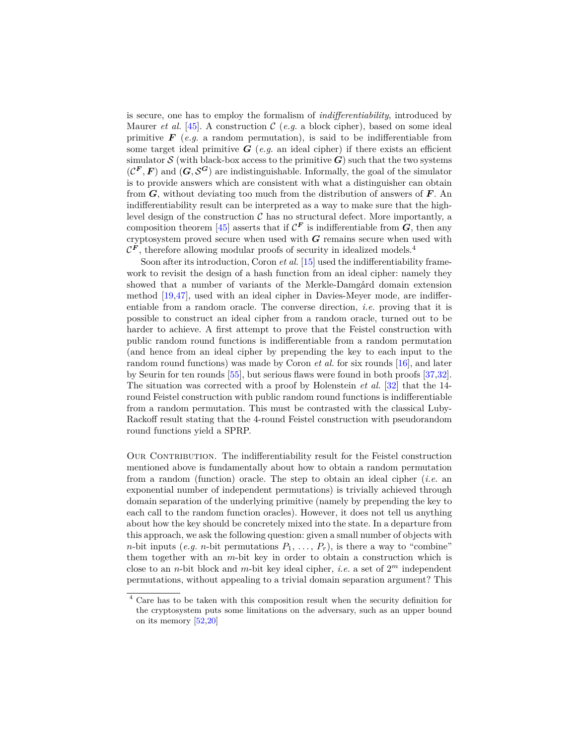is secure, one has to employ the formalism of *indifferentiability*, introduced by Maurer *et al.* [45]. A construction $\mathcal{C}$ (*e.g.* a block cipher), based on some ideal primitive $\boldsymbol{F}$ (*e.g.* a random permutation), is said to be indifferentiable from some target ideal primitive $\boldsymbol{G}$ (*e.g.* an ideal cipher) if there exists an efficient simulator $\mathcal{S}$ (with black-box access to the primitive $\boldsymbol{G}$) such that the two systems $(\mathcal{C}^{\boldsymbol{F}}, \boldsymbol{F})$ and $(\boldsymbol{G}, \mathcal{S}^{\boldsymbol{G}})$ are indistinguishable. Informally, the goal of the simulator is to provide answers which are consistent with what a distinguisher can obtain from $\boldsymbol{G}$, without deviating too much from the distribution of answers of $\boldsymbol{F}$. An indifferentiability result can be interpreted as a way to make sure that the high-level design of the construction $\mathcal{C}$ has no structural defect. More importantly, a composition theorem [45] asserts that if $\mathcal{C}^{\boldsymbol{F}}$ is indifferentiable from $\boldsymbol{G}$, then any cryptosystem proved secure when used with $\boldsymbol{G}$ remains secure when used with $\mathcal{C}^{\boldsymbol{F}}$, therefore allowing modular proofs of security in idealized models.[4]

Soon after its introduction, Coron *et al.* [15] used the indifferentiability framework to revisit the design of a hash function from an ideal cipher: namely they showed that a number of variants of the Merkle-Damgård domain extension method [19,47], used with an ideal cipher in Davies-Meyer mode, are indifferentiable from a random oracle. The converse direction, *i.e.* proving that it is possible to construct an ideal cipher from a random oracle, turned out to be harder to achieve. A first attempt to prove that the Feistel construction with public random round functions is indifferentiable from a random permutation (and hence from an ideal cipher by prepending the key to each input to the random round functions) was made by Coron *et al.* for six rounds [16], and later by Seurin for ten rounds [55], but serious flaws were found in both proofs [37,32]. The situation was corrected with a proof by Holenstein *et al.* [32] that the 14-round Feistel construction with public random round functions is indifferentiable from a random permutation. This must be contrasted with the classical Luby-Rackoff result stating that the 4-round Feistel construction with pseudorandom round functions yield a SPRP.

Our Contribution. The indifferentiability result for the Feistel construction mentioned above is fundamentally about how to obtain a random permutation from a random (function) oracle. The step to obtain an ideal cipher (*i.e.* an exponential number of independent permutations) is trivially achieved through domain separation of the underlying primitive (namely by prepending the key to each call to the random function oracles). However, it does not tell us anything about how the key should be concretely mixed into the state. In a departure from this approach, we ask the following question: given a small number of objects with $n$-bit inputs (*e.g.* $n$-bit permutations $P_1, \ldots, P_r$), is there a way to "combine" them together with an $m$-bit key in order to obtain a construction which is close to an $n$-bit block and $m$-bit key ideal cipher, *i.e.* a set of $2^m$ independent permutations, without appealing to a trivial domain separation argument? This

[4] Care has to be taken with this composition result when the security definition for the cryptosystem puts some limitations on the adversary, such as an upper bound on its memory [52,20]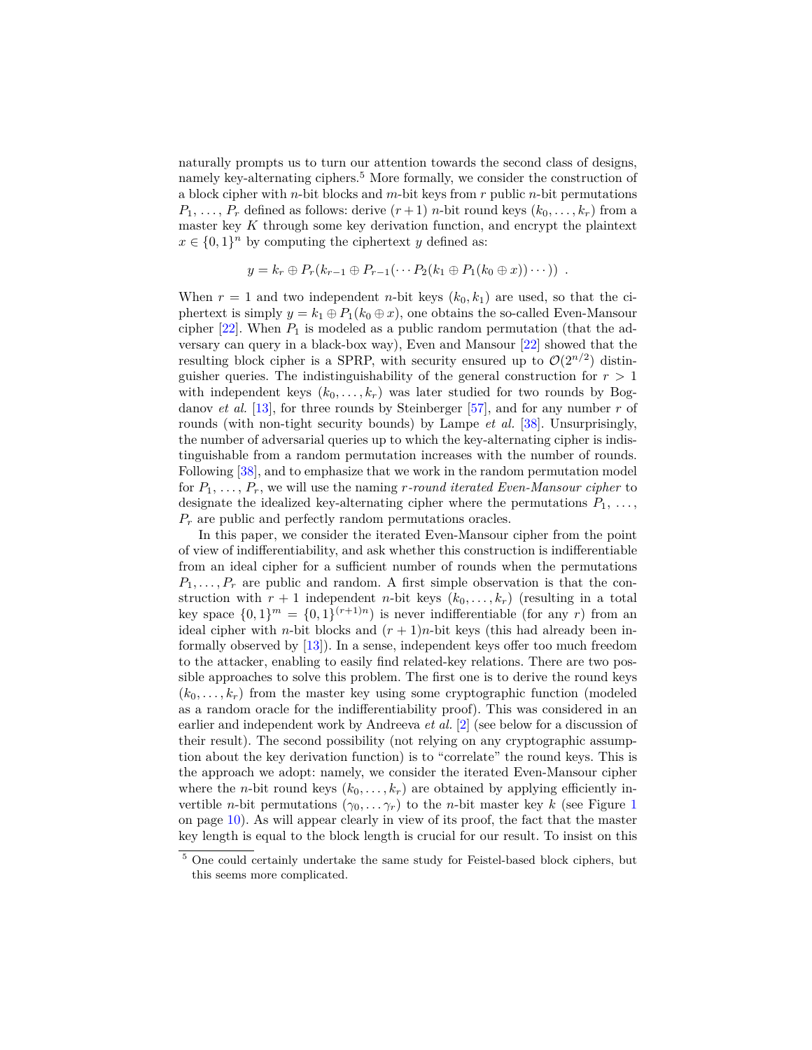naturally prompts us to turn our attention towards the second class of designs, namely key-alternating ciphers.[5] More formally, we consider the construction of a block cipher with $n$-bit blocks and $m$-bit keys from $r$ public $n$-bit permutations $P_1, \ldots, P_r$ defined as follows: derive $(r+1)$ $n$-bit round keys $(k_0, \ldots, k_r)$ from a master key $K$ through some key derivation function, and encrypt the plaintext $x \in \{0,1\}^n$ by computing the ciphertext $y$ defined as:

$$y = k_r \oplus P_r(k_{r-1} \oplus P_{r-1}(\cdots P_2(k_1 \oplus P_1(k_0 \oplus x))\cdots)) \ .$$

When $r = 1$ and two independent $n$-bit keys $(k_0, k_1)$ are used, so that the ciphertext is simply $y = k_1 \oplus P_1(k_0 \oplus x)$, one obtains the so-called Even-Mansour cipher [22]. When $P_1$ is modeled as a public random permutation (that the adversary can query in a black-box way), Even and Mansour [22] showed that the resulting block cipher is a SPRP, with security ensured up to $\mathcal{O}(2^{n/2})$ distinguisher queries. The indistinguishability of the general construction for $r > 1$ with independent keys $(k_0, \ldots, k_r)$ was later studied for two rounds by Bogdanov *et al.* [13], for three rounds by Steinberger [57], and for any number $r$ of rounds (with non-tight security bounds) by Lampe *et al.* [38]. Unsurprisingly, the number of adversarial queries up to which the key-alternating cipher is indistinguishable from a random permutation increases with the number of rounds. Following [38], and to emphasize that we work in the random permutation model for $P_1, \ldots, P_r$, we will use the naming *$r$-round iterated Even-Mansour cipher* to designate the idealized key-alternating cipher where the permutations $P_1, \ldots, P_r$ are public and perfectly random permutations oracles.

In this paper, we consider the iterated Even-Mansour cipher from the point of view of indifferentiability, and ask whether this construction is indifferentiable from an ideal cipher for a sufficient number of rounds when the permutations $P_1, \ldots, P_r$ are public and random. A first simple observation is that the construction with $r+1$ independent $n$-bit keys $(k_0, \ldots, k_r)$ (resulting in a total key space $\{0,1\}^m = \{0,1\}^{(r+1)n}$) is never indifferentiable (for any $r$) from an ideal cipher with $n$-bit blocks and $(r+1)n$-bit keys (this had already been informally observed by [13]). In a sense, independent keys offer too much freedom to the attacker, enabling to easily find related-key relations. There are two possible approaches to solve this problem. The first one is to derive the round keys $(k_0, \ldots, k_r)$ from the master key using some cryptographic function (modeled as a random oracle for the indifferentiability proof). This was considered in an earlier and independent work by Andreeva *et al.* [2] (see below for a discussion of their result). The second possibility (not relying on any cryptographic assumption about the key derivation function) is to "correlate" the round keys. This is the approach we adopt: namely, we consider the iterated Even-Mansour cipher where the $n$-bit round keys $(k_0, \ldots, k_r)$ are obtained by applying efficiently invertible $n$-bit permutations $(\gamma_0, \ldots \gamma_r)$ to the $n$-bit master key $k$ (see Figure 1 on page 10). As will appear clearly in view of its proof, the fact that the master key length is equal to the block length is crucial for our result. To insist on this

[5] One could certainly undertake the same study for Feistel-based block ciphers, but this seems more complicated.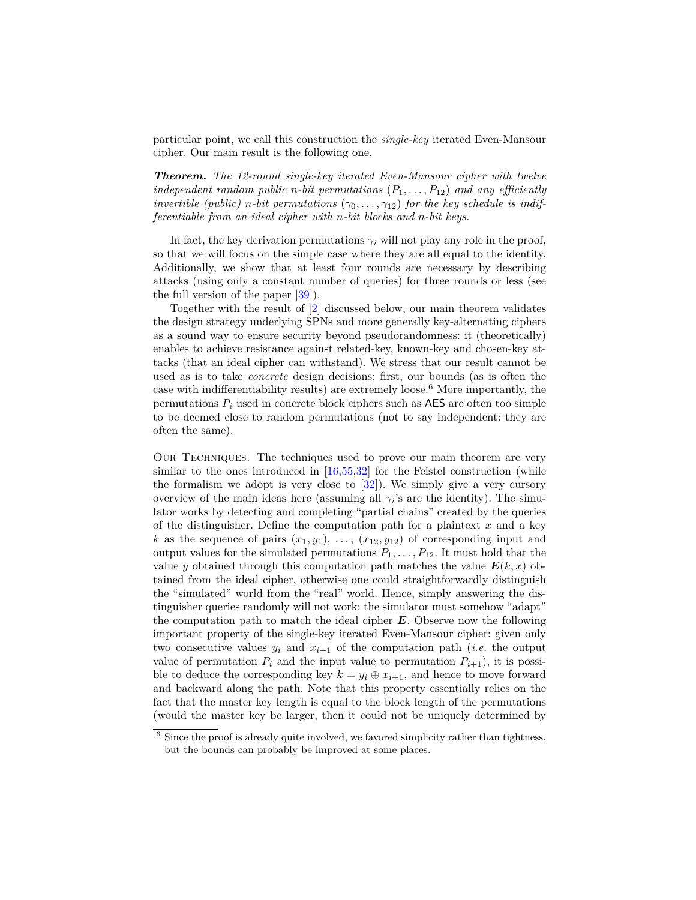particular point, we call this construction the *single-key* iterated Even-Mansour cipher. Our main result is the following one.

***Theorem.*** *The 12-round single-key iterated Even-Mansour cipher with twelve independent random public n-bit permutations $(P_1, \ldots, P_{12})$ and any efficiently invertible (public) n-bit permutations $(\gamma_0, \ldots, \gamma_{12})$ for the key schedule is indifferentiable from an ideal cipher with n-bit blocks and n-bit keys.*

In fact, the key derivation permutations $\gamma_i$ will not play any role in the proof, so that we will focus on the simple case where they are all equal to the identity. Additionally, we show that at least four rounds are necessary by describing attacks (using only a constant number of queries) for three rounds or less (see the full version of the paper [39]).

Together with the result of [2] discussed below, our main theorem validates the design strategy underlying SPNs and more generally key-alternating ciphers as a sound way to ensure security beyond pseudorandomness: it (theoretically) enables to achieve resistance against related-key, known-key and chosen-key attacks (that an ideal cipher can withstand). We stress that our result cannot be used as is to take *concrete* design decisions: first, our bounds (as is often the case with indifferentiability results) are extremely loose.[6] More importantly, the permutations $P_i$ used in concrete block ciphers such as AES are often too simple to be deemed close to random permutations (not to say independent: they are often the same).

Our Techniques. The techniques used to prove our main theorem are very similar to the ones introduced in [16,55,32] for the Feistel construction (while the formalism we adopt is very close to [32]). We simply give a very cursory overview of the main ideas here (assuming all $\gamma_i$'s are the identity). The simulator works by detecting and completing "partial chains" created by the queries of the distinguisher. Define the computation path for a plaintext $x$ and a key $k$ as the sequence of pairs $(x_1, y_1)$, ..., $(x_{12}, y_{12})$ of corresponding input and output values for the simulated permutations $P_1, \ldots, P_{12}$. It must hold that the value $y$ obtained through this computation path matches the value $\boldsymbol{E}(k, x)$ obtained from the ideal cipher, otherwise one could straightforwardly distinguish the "simulated" world from the "real" world. Hence, simply answering the distinguisher queries randomly will not work: the simulator must somehow "adapt" the computation path to match the ideal cipher $\boldsymbol{E}$. Observe now the following important property of the single-key iterated Even-Mansour cipher: given only two consecutive values $y_i$ and $x_{i+1}$ of the computation path (*i.e.* the output value of permutation $P_i$ and the input value to permutation $P_{i+1}$), it is possible to deduce the corresponding key $k = y_i \oplus x_{i+1}$, and hence to move forward and backward along the path. Note that this property essentially relies on the fact that the master key length is equal to the block length of the permutations (would the master key be larger, then it could not be uniquely determined by

[6] Since the proof is already quite involved, we favored simplicity rather than tightness, but the bounds can probably be improved at some places.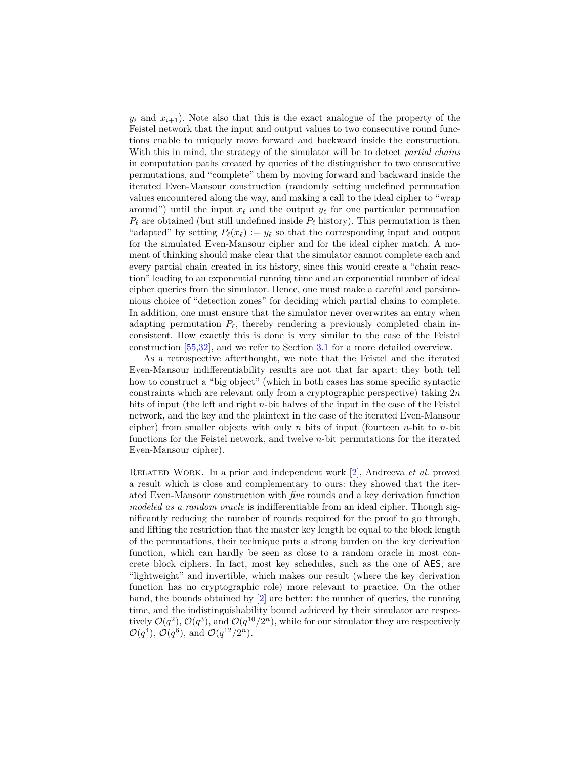$y_i$ and $x_{i+1}$). Note also that this is the exact analogue of the property of the Feistel network that the input and output values to two consecutive round functions enable to uniquely move forward and backward inside the construction. With this in mind, the strategy of the simulator will be to detect *partial chains* in computation paths created by queries of the distinguisher to two consecutive permutations, and "complete" them by moving forward and backward inside the iterated Even-Mansour construction (randomly setting undefined permutation values encountered along the way, and making a call to the ideal cipher to "wrap around") until the input $x_\ell$ and the output $y_\ell$ for one particular permutation $P_\ell$ are obtained (but still undefined inside $P_\ell$ history). This permutation is then "adapted" by setting $P_\ell(x_\ell) := y_\ell$ so that the corresponding input and output for the simulated Even-Mansour cipher and for the ideal cipher match. A moment of thinking should make clear that the simulator cannot complete each and every partial chain created in its history, since this would create a "chain reaction" leading to an exponential running time and an exponential number of ideal cipher queries from the simulator. Hence, one must make a careful and parsimonious choice of "detection zones" for deciding which partial chains to complete. In addition, one must ensure that the simulator never overwrites an entry when adapting permutation $P_\ell$, thereby rendering a previously completed chain inconsistent. How exactly this is done is very similar to the case of the Feistel construction [55,32], and we refer to Section 3.1 for a more detailed overview.

As a retrospective afterthought, we note that the Feistel and the iterated Even-Mansour indifferentiability results are not that far apart: they both tell how to construct a "big object" (which in both cases has some specific syntactic constraints which are relevant only from a cryptographic perspective) taking $2n$ bits of input (the left and right $n$-bit halves of the input in the case of the Feistel network, and the key and the plaintext in the case of the iterated Even-Mansour cipher) from smaller objects with only $n$ bits of input (fourteen $n$-bit to $n$-bit functions for the Feistel network, and twelve $n$-bit permutations for the iterated Even-Mansour cipher).

Related Work. In a prior and independent work [2], Andreeva *et al.* proved a result which is close and complementary to ours: they showed that the iterated Even-Mansour construction with *five* rounds and a key derivation function *modeled as a random oracle* is indifferentiable from an ideal cipher. Though significantly reducing the number of rounds required for the proof to go through, and lifting the restriction that the master key length be equal to the block length of the permutations, their technique puts a strong burden on the key derivation function, which can hardly be seen as close to a random oracle in most concrete block ciphers. In fact, most key schedules, such as the one of AES, are "lightweight" and invertible, which makes our result (where the key derivation function has no cryptographic role) more relevant to practice. On the other hand, the bounds obtained by [2] are better: the number of queries, the running time, and the indistinguishability bound achieved by their simulator are respectively $\mathcal{O}(q^2)$, $\mathcal{O}(q^3)$, and $\mathcal{O}(q^{10}/2^n)$, while for our simulator they are respectively $\mathcal{O}(q^4)$, $\mathcal{O}(q^6)$, and $\mathcal{O}(q^{12}/2^n)$.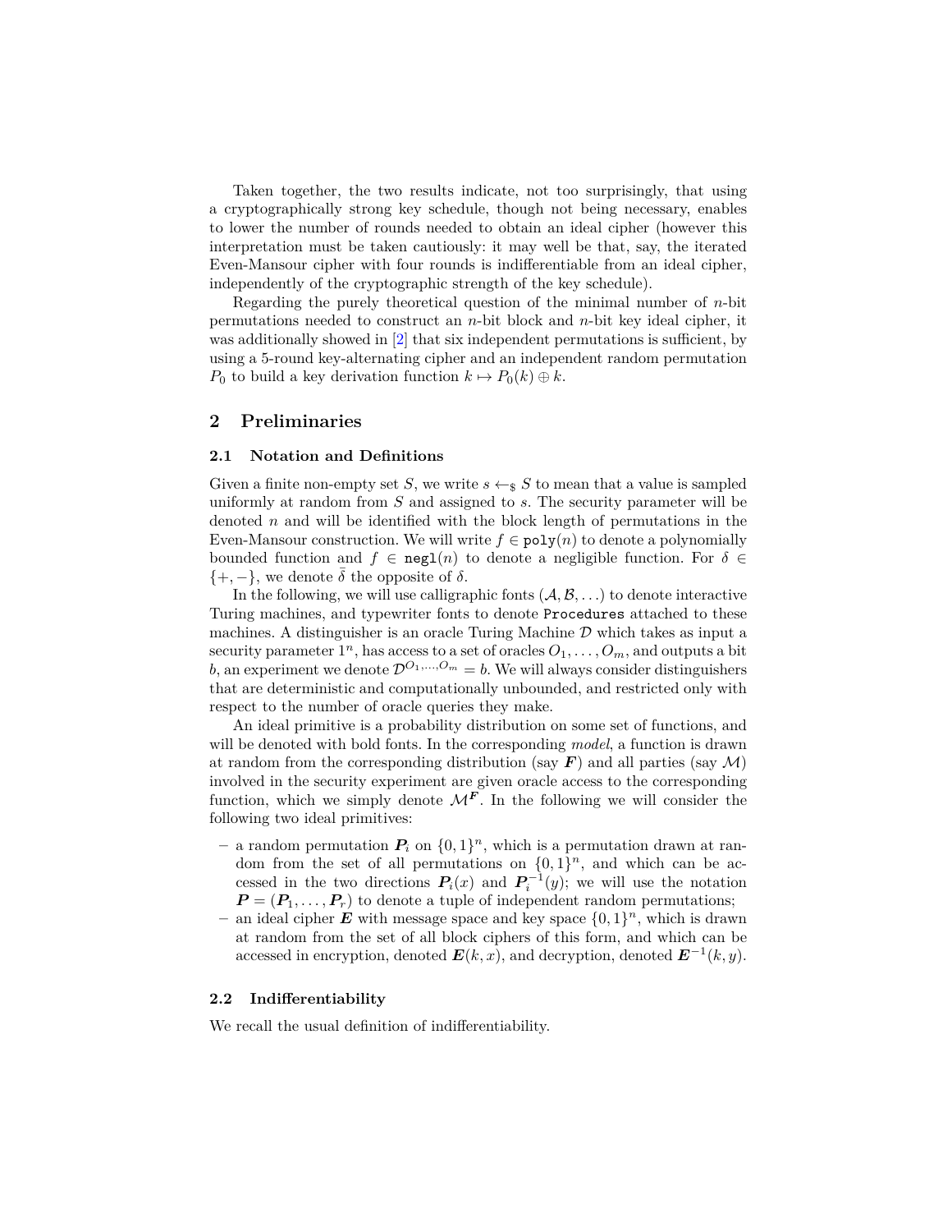Taken together, the two results indicate, not too surprisingly, that using a cryptographically strong key schedule, though not being necessary, enables to lower the number of rounds needed to obtain an ideal cipher (however this interpretation must be taken cautiously: it may well be that, say, the iterated Even-Mansour cipher with four rounds is indifferentiable from an ideal cipher, independently of the cryptographic strength of the key schedule).

Regarding the purely theoretical question of the minimal number of $n$-bit permutations needed to construct an $n$-bit block and $n$-bit key ideal cipher, it was additionally showed in [2] that six independent permutations is sufficient, by using a 5-round key-alternating cipher and an independent random permutation $P_0$ to build a key derivation function $k \mapsto P_0(k) \oplus k$.

## 2 Preliminaries

### 2.1 Notation and Definitions

Given a finite non-empty set $S$, we write $s \leftarrow_{\$} S$ to mean that a value is sampled uniformly at random from $S$ and assigned to $s$. The security parameter will be denoted $n$ and will be identified with the block length of permutations in the Even-Mansour construction. We will write $f \in \texttt{poly}(n)$ to denote a polynomially bounded function and $f \in \texttt{negl}(n)$ to denote a negligible function. For $\delta \in \{+,-\}$, we denote $\bar{\delta}$ the opposite of $\delta$.

In the following, we will use calligraphic fonts ($\mathcal{A}, \mathcal{B}, \ldots$) to denote interactive Turing machines, and typewriter fonts to denote `Procedures` attached to these machines. A distinguisher is an oracle Turing Machine $\mathcal{D}$ which takes as input a security parameter $1^n$, has access to a set of oracles $O_1, \ldots, O_m$, and outputs a bit $b$, an experiment we denote $\mathcal{D}^{O_1,\ldots,O_m} = b$. We will always consider distinguishers that are deterministic and computationally unbounded, and restricted only with respect to the number of oracle queries they make.

An ideal primitive is a probability distribution on some set of functions, and will be denoted with bold fonts. In the corresponding *model*, a function is drawn at random from the corresponding distribution (say $\boldsymbol{F}$) and all parties (say $\mathcal{M}$) involved in the security experiment are given oracle access to the corresponding function, which we simply denote $\mathcal{M}^{\boldsymbol{F}}$. In the following we will consider the following two ideal primitives:

- a random permutation $\boldsymbol{P}_i$ on $\{0,1\}^n$, which is a permutation drawn at random from the set of all permutations on $\{0,1\}^n$, and which can be accessed in the two directions $\boldsymbol{P}_i(x)$ and $\boldsymbol{P}_i^{-1}(y)$; we will use the notation $\boldsymbol{P} = (\boldsymbol{P}_1, \ldots, \boldsymbol{P}_r)$ to denote a tuple of independent random permutations;
- an ideal cipher $\boldsymbol{E}$ with message space and key space $\{0,1\}^n$, which is drawn at random from the set of all block ciphers of this form, and which can be accessed in encryption, denoted $\boldsymbol{E}(k,x)$, and decryption, denoted $\boldsymbol{E}^{-1}(k,y)$.

### 2.2 Indifferentiability

We recall the usual definition of indifferentiability.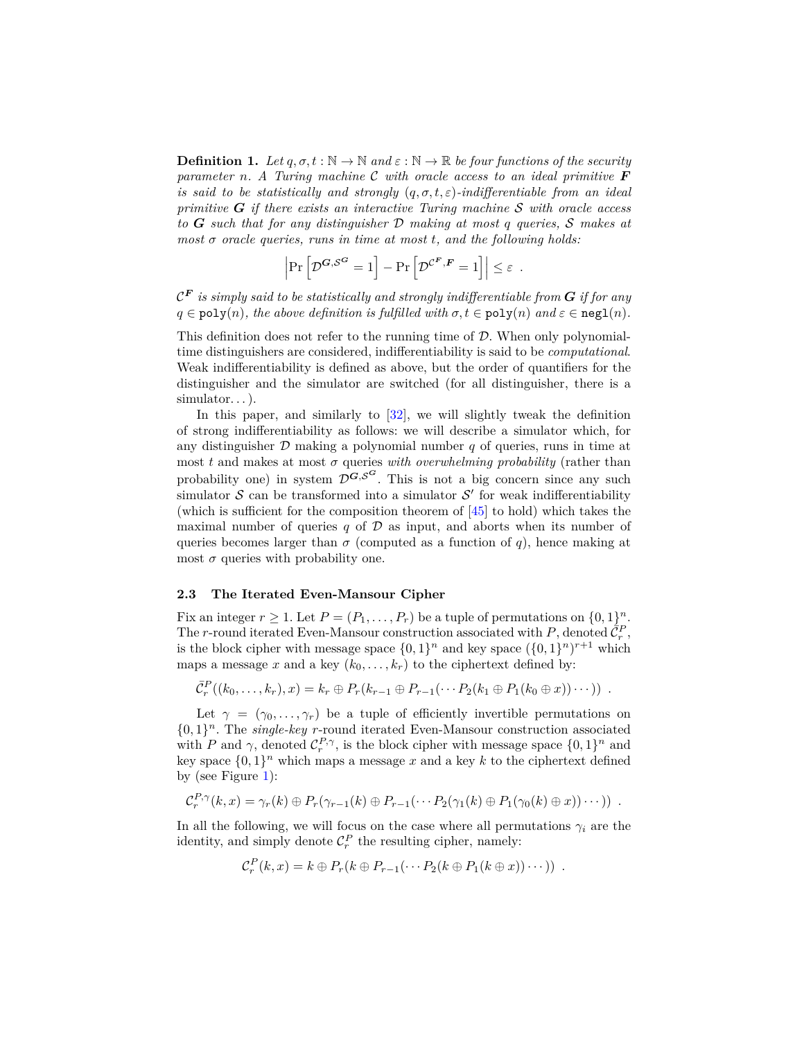**Definition 1.** *Let $q, \sigma, t : \mathbb{N} \to \mathbb{N}$ and $\varepsilon : \mathbb{N} \to \mathbb{R}$ be four functions of the security parameter $n$. A Turing machine $\mathcal{C}$ with oracle access to an ideal primitive $\boldsymbol{F}$ is said to be statistically and strongly $(q, \sigma, t, \varepsilon)$-indifferentiable from an ideal primitive $\boldsymbol{G}$ if there exists an interactive Turing machine $\mathcal{S}$ with oracle access to $\boldsymbol{G}$ such that for any distinguisher $\mathcal{D}$ making at most $q$ queries, $\mathcal{S}$ makes at most $\sigma$ oracle queries, runs in time at most $t$, and the following holds:*

$$\left|\Pr\left[\mathcal{D}^{\boldsymbol{G}, \mathcal{S}^{\boldsymbol{G}}} = 1\right] - \Pr\left[\mathcal{D}^{\mathcal{C}^{\boldsymbol{F}}, \boldsymbol{F}} = 1\right]\right| \leq \varepsilon \ .$$

*$\mathcal{C}^{\boldsymbol{F}}$ is simply said to be statistically and strongly indifferentiable from $\boldsymbol{G}$ if for any $q \in \texttt{poly}(n)$, the above definition is fulfilled with $\sigma, t \in \texttt{poly}(n)$ and $\varepsilon \in \texttt{negl}(n)$.*

This definition does not refer to the running time of $\mathcal{D}$. When only polynomial-time distinguishers are considered, indifferentiability is said to be *computational*. Weak indifferentiability is defined as above, but the order of quantifiers for the distinguisher and the simulator are switched (for all distinguisher, there is a simulator...).

In this paper, and similarly to [32], we will slightly tweak the definition of strong indifferentiability as follows: we will describe a simulator which, for any distinguisher $\mathcal{D}$ making a polynomial number $q$ of queries, runs in time at most $t$ and makes at most $\sigma$ queries *with overwhelming probability* (rather than probability one) in system $\mathcal{D}^{\boldsymbol{G}, \mathcal{S}^{\boldsymbol{G}}}$. This is not a big concern since any such simulator $\mathcal{S}$ can be transformed into a simulator $\mathcal{S}'$ for weak indifferentiability (which is sufficient for the composition theorem of [45] to hold) which takes the maximal number of queries $q$ of $\mathcal{D}$ as input, and aborts when its number of queries becomes larger than $\sigma$ (computed as a function of $q$), hence making at most $\sigma$ queries with probability one.

### 2.3 The Iterated Even-Mansour Cipher

Fix an integer $r \geq 1$. Let $P = (P_1, \ldots, P_r)$ be a tuple of permutations on $\{0,1\}^n$. The $r$-round iterated Even-Mansour construction associated with $P$, denoted $\bar{\mathcal{C}}_r^P$, is the block cipher with message space $\{0,1\}^n$ and key space $(\{0,1\}^n)^{r+1}$ which maps a message $x$ and a key $(k_0, \ldots, k_r)$ to the ciphertext defined by:

$$\bar{\mathcal{C}}_r^P((k_0, \ldots, k_r), x) = k_r \oplus P_r(k_{r-1} \oplus P_{r-1}(\cdots P_2(k_1 \oplus P_1(k_0 \oplus x)) \cdots)) \ .$$

Let $\gamma = (\gamma_0, \ldots, \gamma_r)$ be a tuple of efficiently invertible permutations on $\{0,1\}^n$. The *single-key* $r$-round iterated Even-Mansour construction associated with $P$ and $\gamma$, denoted $\mathcal{C}_r^{P,\gamma}$, is the block cipher with message space $\{0,1\}^n$ and key space $\{0,1\}^n$ which maps a message $x$ and a key $k$ to the ciphertext defined by (see Figure 1):

$$\mathcal{C}_r^{P,\gamma}(k, x) = \gamma_r(k) \oplus P_r(\gamma_{r-1}(k) \oplus P_{r-1}(\cdots P_2(\gamma_1(k) \oplus P_1(\gamma_0(k) \oplus x)) \cdots)) \ .$$

In all the following, we will focus on the case where all permutations $\gamma_i$ are the identity, and simply denote $\mathcal{C}_r^P$ the resulting cipher, namely:

$$\mathcal{C}_r^P(k, x) = k \oplus P_r(k \oplus P_{r-1}(\cdots P_2(k \oplus P_1(k \oplus x)) \cdots)) \ .$$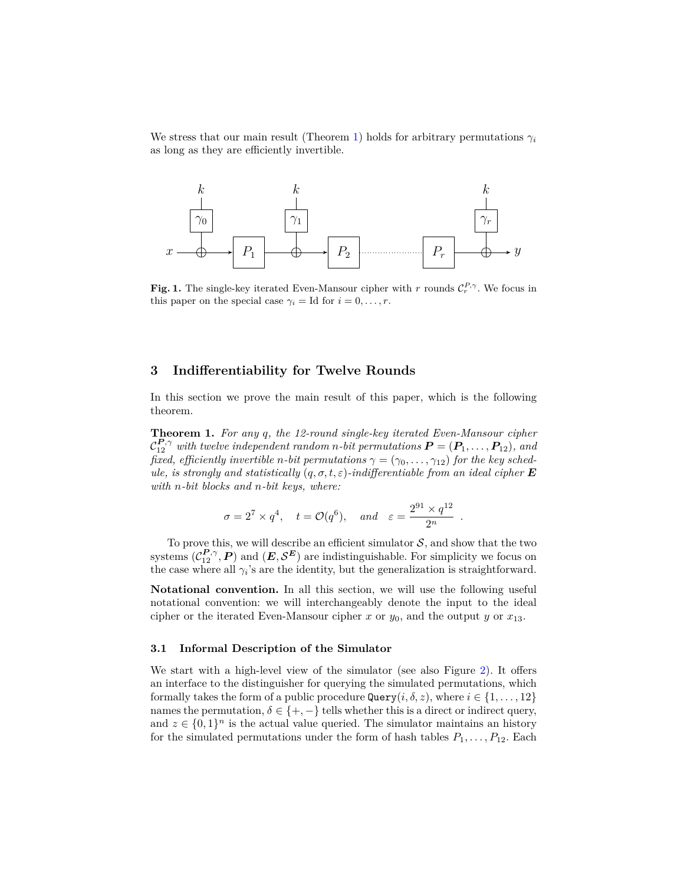We stress that our main result (Theorem 1) holds for arbitrary permutations $\gamma_i$ as long as they are efficiently invertible.

**Fig. 1.** The single-key iterated Even-Mansour cipher with $r$ rounds $\mathcal{C}_r^{P,\gamma}$. We focus in this paper on the special case $\gamma_i = \mathrm{Id}$ for $i = 0, \ldots, r$.

## 3 Indifferentiability for Twelve Rounds

In this section we prove the main result of this paper, which is the following theorem.

**Theorem 1.** *For any $q$, the 12-round single-key iterated Even-Mansour cipher $\mathcal{C}_{12}^{\boldsymbol{P},\gamma}$ with twelve independent random $n$-bit permutations $\boldsymbol{P} = (\boldsymbol{P}_1, \ldots, \boldsymbol{P}_{12})$, and fixed, efficiently invertible $n$-bit permutations $\gamma = (\gamma_0, \ldots, \gamma_{12})$ for the key schedule, is strongly and statistically $(q, \sigma, t, \varepsilon)$-indifferentiable from an ideal cipher $\boldsymbol{E}$ with $n$-bit blocks and $n$-bit keys, where:*

$$\sigma = 2^7 \times q^4, \quad t = \mathcal{O}(q^6), \quad \textit{and} \quad \varepsilon = \frac{2^{91} \times q^{12}}{2^n} \ .$$

To prove this, we will describe an efficient simulator $\mathcal{S}$, and show that the two systems $(\mathcal{C}_{12}^{\boldsymbol{P},\gamma}, \boldsymbol{P})$ and $(\boldsymbol{E}, \mathcal{S}^{\boldsymbol{E}})$ are indistinguishable. For simplicity we focus on the case where all $\gamma_i$'s are the identity, but the generalization is straightforward.

**Notational convention.** In all this section, we will use the following useful notational convention: we will interchangeably denote the input to the ideal cipher or the iterated Even-Mansour cipher $x$ or $y_0$, and the output $y$ or $x_{13}$.

### 3.1 Informal Description of the Simulator

We start with a high-level view of the simulator (see also Figure 2). It offers an interface to the distinguisher for querying the simulated permutations, which formally takes the form of a public procedure $\texttt{Query}(i, \delta, z)$, where $i \in \{1, \ldots, 12\}$ names the permutation, $\delta \in \{+, -\}$ tells whether this is a direct or indirect query, and $z \in \{0,1\}^n$ is the actual value queried. The simulator maintains an history for the simulated permutations under the form of hash tables $P_1, \ldots, P_{12}$. Each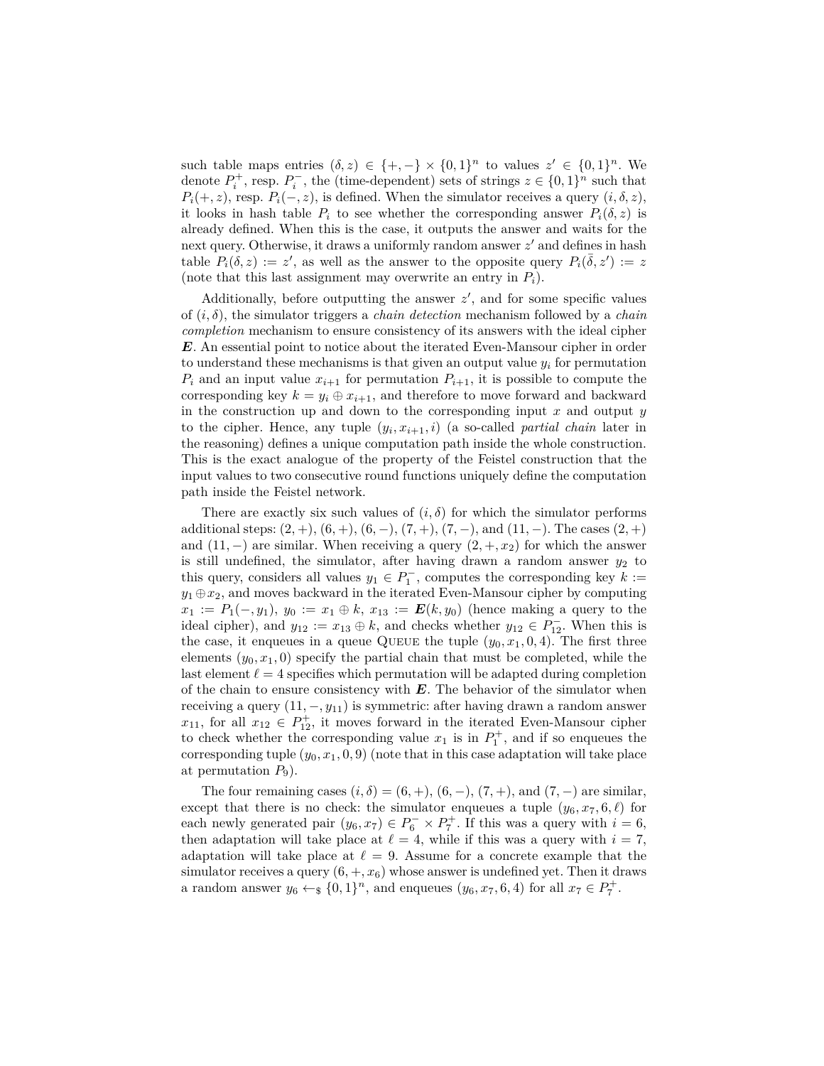such table maps entries $(\delta, z) \in \{+,-\} \times \{0,1\}^n$ to values $z' \in \{0,1\}^n$. We denote $P_i^+$, resp. $P_i^-$, the (time-dependent) sets of strings $z \in \{0,1\}^n$ such that $P_i(+,z)$, resp. $P_i(-,z)$, is defined. When the simulator receives a query $(i, \delta, z)$, it looks in hash table $P_i$ to see whether the corresponding answer $P_i(\delta, z)$ is already defined. When this is the case, it outputs the answer and waits for the next query. Otherwise, it draws a uniformly random answer $z'$ and defines in hash table $P_i(\delta, z) := z'$, as well as the answer to the opposite query $P_i(\bar{\delta}, z') := z$ (note that this last assignment may overwrite an entry in $P_i$).

Additionally, before outputting the answer $z'$, and for some specific values of $(i, \delta)$, the simulator triggers a *chain detection* mechanism followed by a *chain completion* mechanism to ensure consistency of its answers with the ideal cipher $\boldsymbol{E}$. An essential point to notice about the iterated Even-Mansour cipher in order to understand these mechanisms is that given an output value $y_i$ for permutation $P_i$ and an input value $x_{i+1}$ for permutation $P_{i+1}$, it is possible to compute the corresponding key $k = y_i \oplus x_{i+1}$, and therefore to move forward and backward in the construction up and down to the corresponding input $x$ and output $y$ to the cipher. Hence, any tuple $(y_i, x_{i+1}, i)$ (a so-called *partial chain* later in the reasoning) defines a unique computation path inside the whole construction. This is the exact analogue of the property of the Feistel construction that the input values to two consecutive round functions uniquely define the computation path inside the Feistel network.

There are exactly six such values of $(i, \delta)$ for which the simulator performs additional steps: $(2,+)$, $(6,+)$, $(6,-)$, $(7,+)$, $(7,-)$, and $(11,-)$. The cases $(2,+)$ and $(11,-)$ are similar. When receiving a query $(2,+,x_2)$ for which the answer is still undefined, the simulator, after having drawn a random answer $y_2$ to this query, considers all values $y_1 \in P_1^-$, computes the corresponding key $k := y_1 \oplus x_2$, and moves backward in the iterated Even-Mansour cipher by computing $x_1 := P_1(-, y_1)$, $y_0 := x_1 \oplus k$, $x_{13} := \boldsymbol{E}(k, y_0)$ (hence making a query to the ideal cipher), and $y_{12} := x_{13} \oplus k$, and checks whether $y_{12} \in P_{12}^-$. When this is the case, it enqueues in a queue Queue the tuple $(y_0, x_1, 0, 4)$. The first three elements $(y_0, x_1, 0)$ specify the partial chain that must be completed, while the last element $\ell = 4$ specifies which permutation will be adapted during completion of the chain to ensure consistency with $\boldsymbol{E}$. The behavior of the simulator when receiving a query $(11, -, y_{11})$ is symmetric: after having drawn a random answer $x_{11}$, for all $x_{12} \in P_{12}^+$, it moves forward in the iterated Even-Mansour cipher to check whether the corresponding value $x_1$ is in $P_1^+$, and if so enqueues the corresponding tuple $(y_0, x_1, 0, 9)$ (note that in this case adaptation will take place at permutation $P_9$).

The four remaining cases $(i, \delta) = (6,+)$, $(6,-)$, $(7,+)$, and $(7,-)$ are similar, except that there is no check: the simulator enqueues a tuple $(y_6, x_7, 6, \ell)$ for each newly generated pair $(y_6, x_7) \in P_6^- \times P_7^+$. If this was a query with $i = 6$, then adaptation will take place at $\ell = 4$, while if this was a query with $i = 7$, adaptation will take place at $\ell = 9$. Assume for a concrete example that the simulator receives a query $(6, +, x_6)$ whose answer is undefined yet. Then it draws a random answer $y_6 \leftarrow_{\$} \{0,1\}^n$, and enqueues $(y_6, x_7, 6, 4)$ for all $x_7 \in P_7^+$.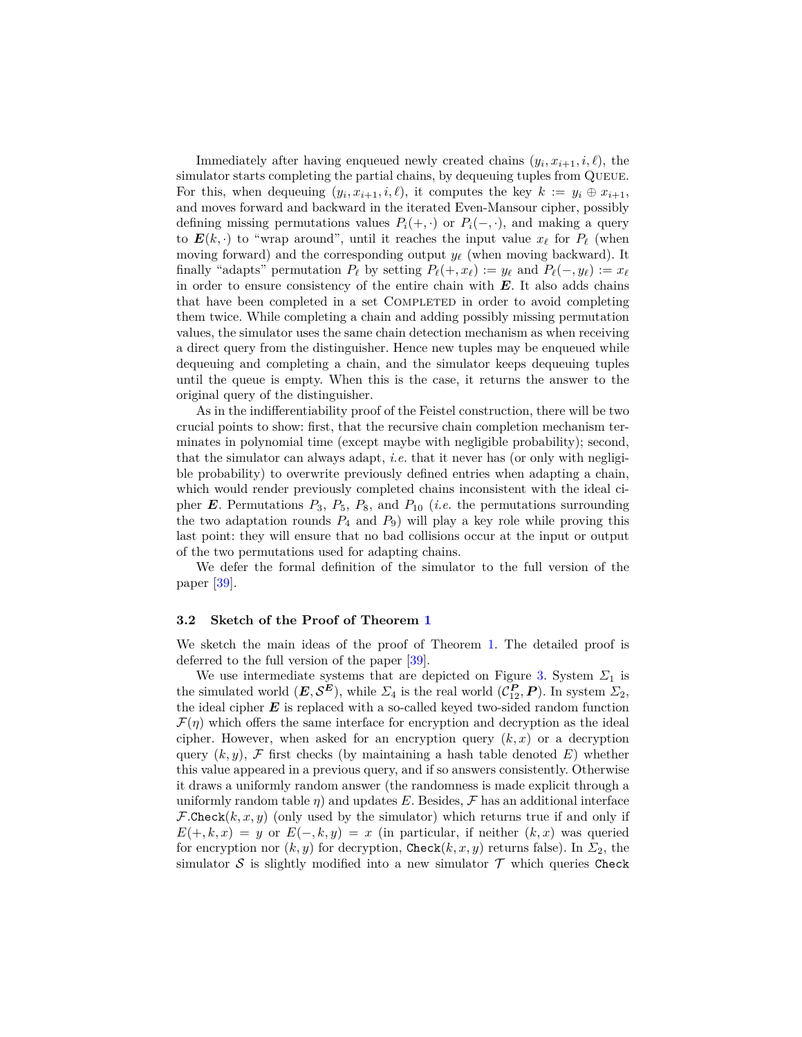Immediately after having enqueued newly created chains $(y_i, x_{i+1}, i, \ell)$, the simulator starts completing the partial chains, by dequeuing tuples from Queue. For this, when dequeuing $(y_i, x_{i+1}, i, \ell)$, it computes the key $k := y_i \oplus x_{i+1}$, and moves forward and backward in the iterated Even-Mansour cipher, possibly defining missing permutations values $P_i(+, \cdot)$ or $P_i(-, \cdot)$, and making a query to $\boldsymbol{E}(k, \cdot)$ to "wrap around", until it reaches the input value $x_\ell$ for $P_\ell$ (when moving forward) and the corresponding output $y_\ell$ (when moving backward). It finally "adapts" permutation $P_\ell$ by setting $P_\ell(+, x_\ell) := y_\ell$ and $P_\ell(-, y_\ell) := x_\ell$ in order to ensure consistency of the entire chain with $\boldsymbol{E}$. It also adds chains that have been completed in a set Completed in order to avoid completing them twice. While completing a chain and adding possibly missing permutation values, the simulator uses the same chain detection mechanism as when receiving a direct query from the distinguisher. Hence new tuples may be enqueued while dequeuing and completing a chain, and the simulator keeps dequeuing tuples until the queue is empty. When this is the case, it returns the answer to the original query of the distinguisher.

As in the indifferentiability proof of the Feistel construction, there will be two crucial points to show: first, that the recursive chain completion mechanism terminates in polynomial time (except maybe with negligible probability); second, that the simulator can always adapt, *i.e.* that it never has (or only with negligible probability) to overwrite previously defined entries when adapting a chain, which would render previously completed chains inconsistent with the ideal cipher $\boldsymbol{E}$. Permutations $P_3$, $P_5$, $P_8$, and $P_{10}$ (*i.e.* the permutations surrounding the two adaptation rounds $P_4$ and $P_9$) will play a key role while proving this last point: they will ensure that no bad collisions occur at the input or output of the two permutations used for adapting chains.

We defer the formal definition of the simulator to the full version of the paper [39].

### 3.2 Sketch of the Proof of Theorem 1

We sketch the main ideas of the proof of Theorem 1. The detailed proof is deferred to the full version of the paper [39].

We use intermediate systems that are depicted on Figure 3. System $\Sigma_1$ is the simulated world $(\boldsymbol{E}, \mathcal{S}^{\boldsymbol{E}})$, while $\Sigma_4$ is the real world $(\mathcal{C}_{12}^{\boldsymbol{P}}, \boldsymbol{P})$. In system $\Sigma_2$, the ideal cipher $\boldsymbol{E}$ is replaced with a so-called keyed two-sided random function $\mathcal{F}(\eta)$ which offers the same interface for encryption and decryption as the ideal cipher. However, when asked for an encryption query $(k, x)$ or a decryption query $(k, y)$, $\mathcal{F}$ first checks (by maintaining a hash table denoted $E$) whether this value appeared in a previous query, and if so answers consistently. Otherwise it draws a uniformly random answer (the randomness is made explicit through a uniformly random table $\eta$) and updates $E$. Besides, $\mathcal{F}$ has an additional interface $\mathcal{F}.\texttt{Check}(k, x, y)$ (only used by the simulator) which returns true if and only if $E(+, k, x) = y$ or $E(-, k, y) = x$ (in particular, if neither $(k, x)$ was queried for encryption nor $(k, y)$ for decryption, $\texttt{Check}(k, x, y)$ returns false). In $\Sigma_2$, the simulator $\mathcal{S}$ is slightly modified into a new simulator $\mathcal{T}$ which queries $\texttt{Check}$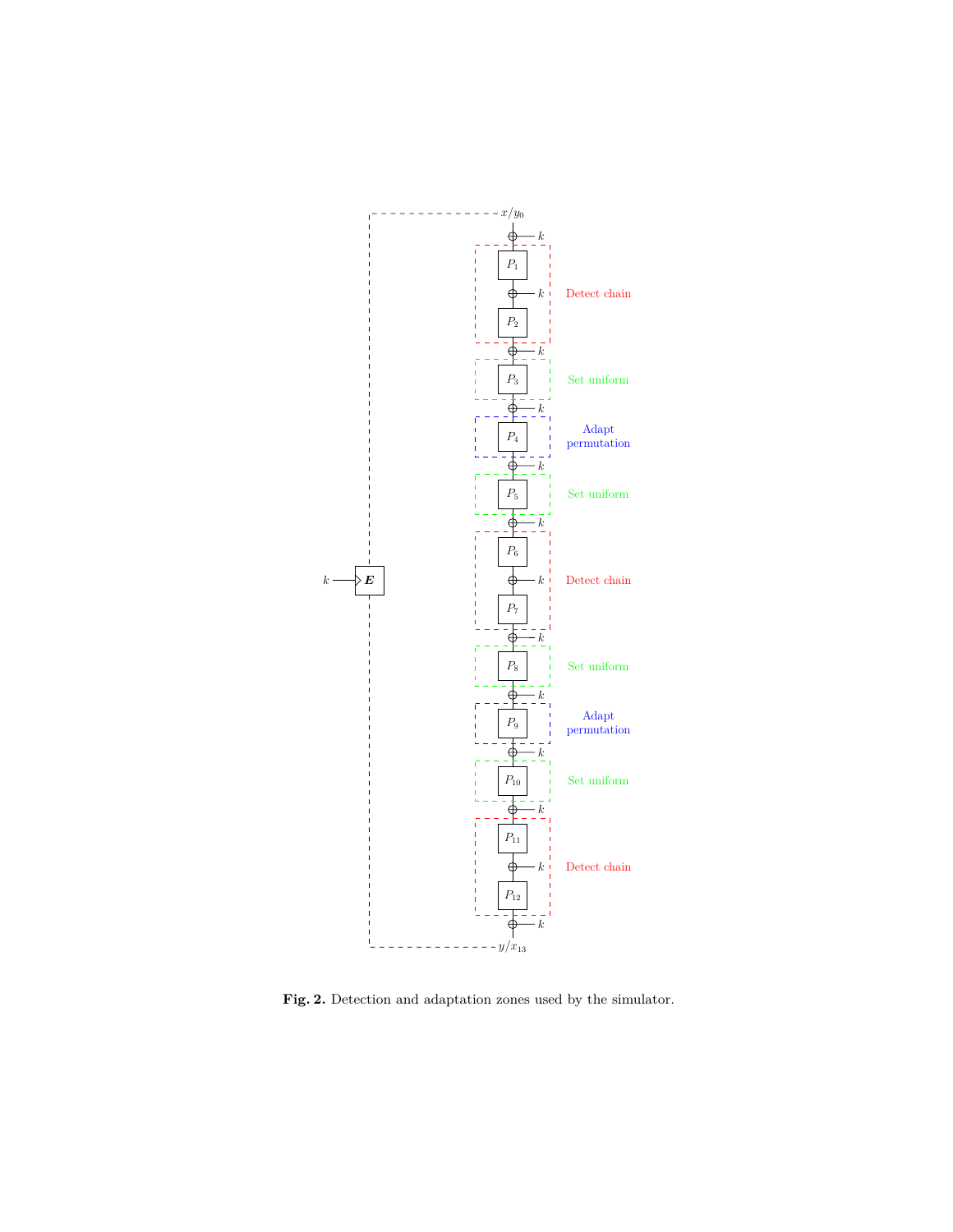**Fig. 2.** Detection and adaptation zones used by the simulator.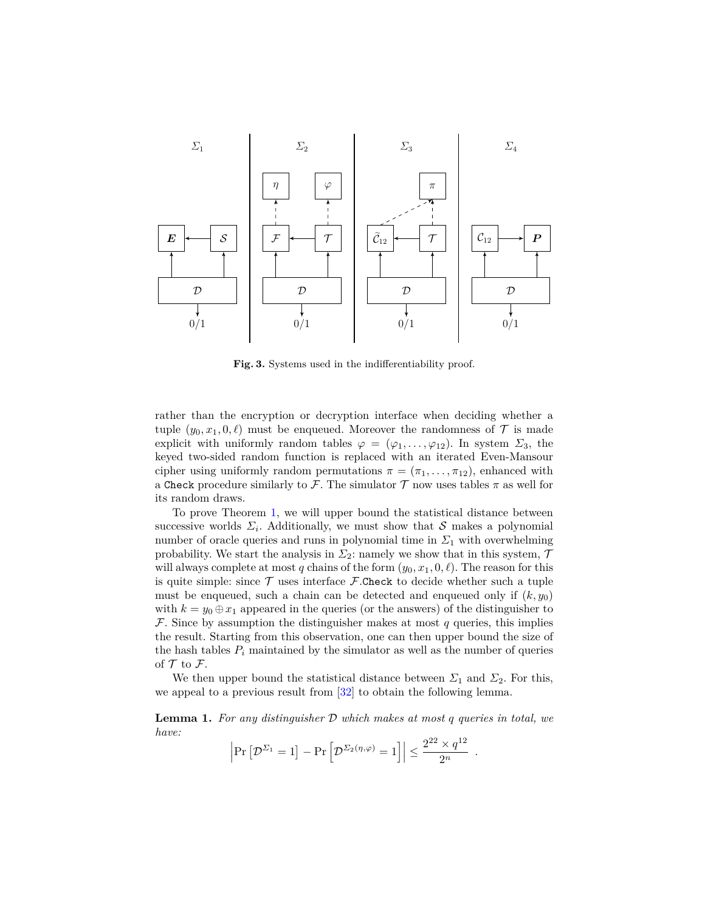**Fig. 3.** Systems used in the indifferentiability proof.

rather than the encryption or decryption interface when deciding whether a tuple $(y_0, x_1, 0, \ell)$ must be enqueued. Moreover the randomness of $\mathcal{T}$ is made explicit with uniformly random tables $\varphi = (\varphi_1, \ldots, \varphi_{12})$. In system $\Sigma_3$, the keyed two-sided random function is replaced with an iterated Even-Mansour cipher using uniformly random permutations $\pi = (\pi_1, \ldots, \pi_{12})$, enhanced with a `Check` procedure similarly to $\mathcal{F}$. The simulator $\mathcal{T}$ now uses tables $\pi$ as well for its random draws.

To prove Theorem 1, we will upper bound the statistical distance between successive worlds $\Sigma_i$. Additionally, we must show that $\mathcal{S}$ makes a polynomial number of oracle queries and runs in polynomial time in $\Sigma_1$ with overwhelming probability. We start the analysis in $\Sigma_2$: namely we show that in this system, $\mathcal{T}$ will always complete at most $q$ chains of the form $(y_0, x_1, 0, \ell)$. The reason for this is quite simple: since $\mathcal{T}$ uses interface $\mathcal{F}$.`Check` to decide whether such a tuple must be enqueued, such a chain can be detected and enqueued only if $(k, y_0)$ with $k = y_0 \oplus x_1$ appeared in the queries (or the answers) of the distinguisher to $\mathcal{F}$. Since by assumption the distinguisher makes at most $q$ queries, this implies the result. Starting from this observation, one can then upper bound the size of the hash tables $P_i$ maintained by the simulator as well as the number of queries of $\mathcal{T}$ to $\mathcal{F}$.

We then upper bound the statistical distance between $\Sigma_1$ and $\Sigma_2$. For this, we appeal to a previous result from [32] to obtain the following lemma.

**Lemma 1.** *For any distinguisher $\mathcal{D}$ which makes at most $q$ queries in total, we have:*

$$\left|\Pr\left[\mathcal{D}^{\Sigma_1} = 1\right] - \Pr\left[\mathcal{D}^{\Sigma_2(\eta,\varphi)} = 1\right]\right| \leq \frac{2^{22} \times q^{12}}{2^n} \ .$$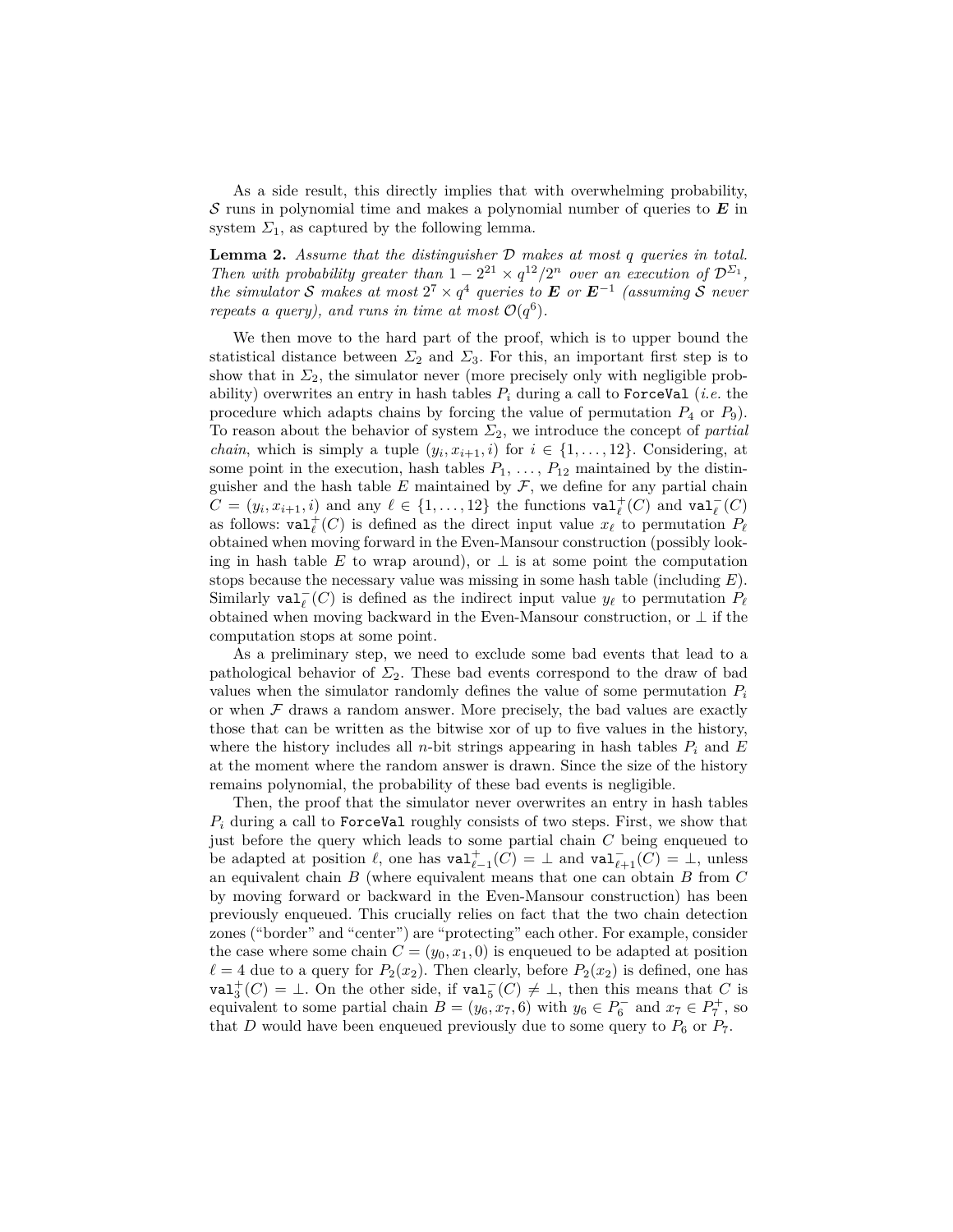As a side result, this directly implies that with overwhelming probability, $\mathcal{S}$ runs in polynomial time and makes a polynomial number of queries to $\boldsymbol{E}$ in system $\Sigma_1$, as captured by the following lemma.

**Lemma 2.** *Assume that the distinguisher $\mathcal{D}$ makes at most $q$ queries in total. Then with probability greater than $1 - 2^{21} \times q^{12}/2^n$ over an execution of $\mathcal{D}^{\Sigma_1}$, the simulator $\mathcal{S}$ makes at most $2^7 \times q^4$ queries to $\boldsymbol{E}$ or $\boldsymbol{E}^{-1}$ (assuming $\mathcal{S}$ never repeats a query), and runs in time at most $\mathcal{O}(q^6)$.*

We then move to the hard part of the proof, which is to upper bound the statistical distance between $\Sigma_2$ and $\Sigma_3$. For this, an important first step is to show that in $\Sigma_2$, the simulator never (more precisely only with negligible probability) overwrites an entry in hash tables $P_i$ during a call to `ForceVal` (*i.e.* the procedure which adapts chains by forcing the value of permutation $P_4$ or $P_9$). To reason about the behavior of system $\Sigma_2$, we introduce the concept of *partial chain*, which is simply a tuple $(y_i, x_{i+1}, i)$ for $i \in \{1, \ldots, 12\}$. Considering, at some point in the execution, hash tables $P_1, \ldots, P_{12}$ maintained by the distinguisher and the hash table $E$ maintained by $\mathcal{F}$, we define for any partial chain $C = (y_i, x_{i+1}, i)$ and any $\ell \in \{1, \ldots, 12\}$ the functions $\mathtt{val}_\ell^+(C)$ and $\mathtt{val}_\ell^-(C)$ as follows: $\mathtt{val}_\ell^+(C)$ is defined as the direct input value $x_\ell$ to permutation $P_\ell$ obtained when moving forward in the Even-Mansour construction (possibly looking in hash table $E$ to wrap around), or $\perp$ is at some point the computation stops because the necessary value was missing in some hash table (including $E$). Similarly $\mathtt{val}_\ell^-(C)$ is defined as the indirect input value $y_\ell$ to permutation $P_\ell$ obtained when moving backward in the Even-Mansour construction, or $\perp$ if the computation stops at some point.

As a preliminary step, we need to exclude some bad events that lead to a pathological behavior of $\Sigma_2$. These bad events correspond to the draw of bad values when the simulator randomly defines the value of some permutation $P_i$ or when $\mathcal{F}$ draws a random answer. More precisely, the bad values are exactly those that can be written as the bitwise xor of up to five values in the history, where the history includes all $n$-bit strings appearing in hash tables $P_i$ and $E$ at the moment where the random answer is drawn. Since the size of the history remains polynomial, the probability of these bad events is negligible.

Then, the proof that the simulator never overwrites an entry in hash tables $P_i$ during a call to `ForceVal` roughly consists of two steps. First, we show that just before the query which leads to some partial chain $C$ being enqueued to be adapted at position $\ell$, one has $\mathtt{val}_{\ell-1}^+(C) = \perp$ and $\mathtt{val}_{\ell+1}^-(C) = \perp$, unless an equivalent chain $B$ (where equivalent means that one can obtain $B$ from $C$ by moving forward or backward in the Even-Mansour construction) has been previously enqueued. This crucially relies on fact that the two chain detection zones ("border" and "center") are "protecting" each other. For example, consider the case where some chain $C = (y_0, x_1, 0)$ is enqueued to be adapted at position $\ell = 4$ due to a query for $P_2(x_2)$. Then clearly, before $P_2(x_2)$ is defined, one has $\mathtt{val}_3^+(C) = \perp$. On the other side, if $\mathtt{val}_5^-(C) \neq \perp$, then this means that $C$ is equivalent to some partial chain $B = (y_6, x_7, 6)$ with $y_6 \in P_6^-$ and $x_7 \in P_7^+$, so that $D$ would have been enqueued previously due to some query to $P_6$ or $P_7$.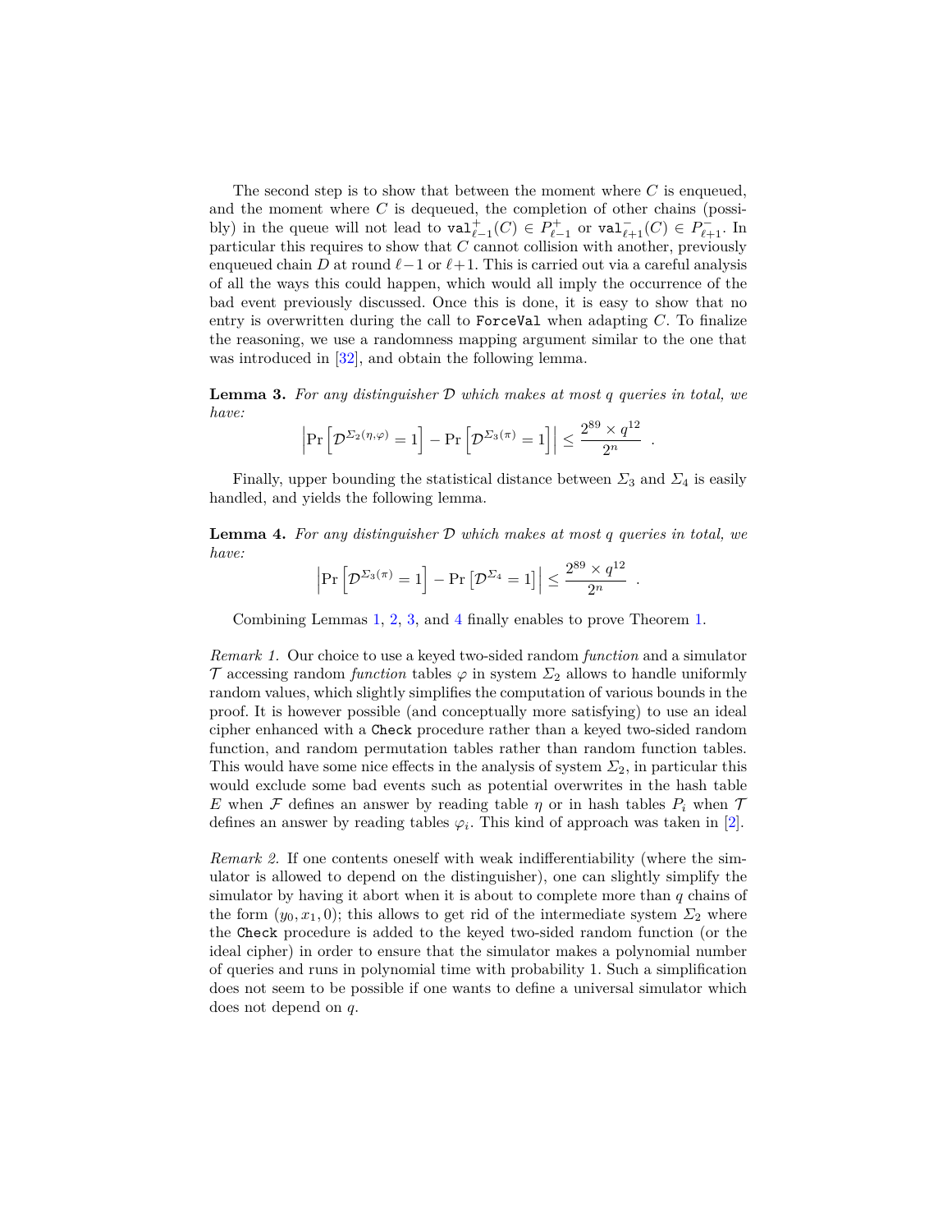The second step is to show that between the moment where $C$ is enqueued, and the moment where $C$ is dequeued, the completion of other chains (possibly) in the queue will not lead to $\mathtt{val}^{+}_{\ell-1}(C) \in P^{+}_{\ell-1}$ or $\mathtt{val}^{-}_{\ell+1}(C) \in P^{-}_{\ell+1}$. In particular this requires to show that $C$ cannot collision with another, previously enqueued chain $D$ at round $\ell-1$ or $\ell+1$. This is carried out via a careful analysis of all the ways this could happen, which would all imply the occurrence of the bad event previously discussed. Once this is done, it is easy to show that no entry is overwritten during the call to `ForceVal` when adapting $C$. To finalize the reasoning, we use a randomness mapping argument similar to the one that was introduced in [32], and obtain the following lemma.

**Lemma 3.** *For any distinguisher $\mathcal{D}$ which makes at most $q$ queries in total, we have:*

$$\left|\Pr\left[\mathcal{D}^{\Sigma_2(\eta,\varphi)} = 1\right] - \Pr\left[\mathcal{D}^{\Sigma_3(\pi)} = 1\right]\right| \leq \frac{2^{89} \times q^{12}}{2^n} \ .$$

Finally, upper bounding the statistical distance between $\Sigma_3$ and $\Sigma_4$ is easily handled, and yields the following lemma.

**Lemma 4.** *For any distinguisher $\mathcal{D}$ which makes at most $q$ queries in total, we have:*

$$\left|\Pr\left[\mathcal{D}^{\Sigma_3(\pi)} = 1\right] - \Pr\left[\mathcal{D}^{\Sigma_4} = 1\right]\right| \leq \frac{2^{89} \times q^{12}}{2^n} \ .$$

Combining Lemmas 1, 2, 3, and 4 finally enables to prove Theorem 1.

*Remark 1.* Our choice to use a keyed two-sided random *function* and a simulator $\mathcal{T}$ accessing random *function* tables $\varphi$ in system $\Sigma_2$ allows to handle uniformly random values, which slightly simplifies the computation of various bounds in the proof. It is however possible (and conceptually more satisfying) to use an ideal cipher enhanced with a `Check` procedure rather than a keyed two-sided random function, and random permutation tables rather than random function tables. This would have some nice effects in the analysis of system $\Sigma_2$, in particular this would exclude some bad events such as potential overwrites in the hash table $E$ when $\mathcal{F}$ defines an answer by reading table $\eta$ or in hash tables $P_i$ when $\mathcal{T}$ defines an answer by reading tables $\varphi_i$. This kind of approach was taken in [2].

*Remark 2.* If one contents oneself with weak indifferentiability (where the simulator is allowed to depend on the distinguisher), one can slightly simplify the simulator by having it abort when it is about to complete more than $q$ chains of the form $(y_0, x_1, 0)$; this allows to get rid of the intermediate system $\Sigma_2$ where the `Check` procedure is added to the keyed two-sided random function (or the ideal cipher) in order to ensure that the simulator makes a polynomial number of queries and runs in polynomial time with probability 1. Such a simplification does not seem to be possible if one wants to define a universal simulator which does not depend on $q$.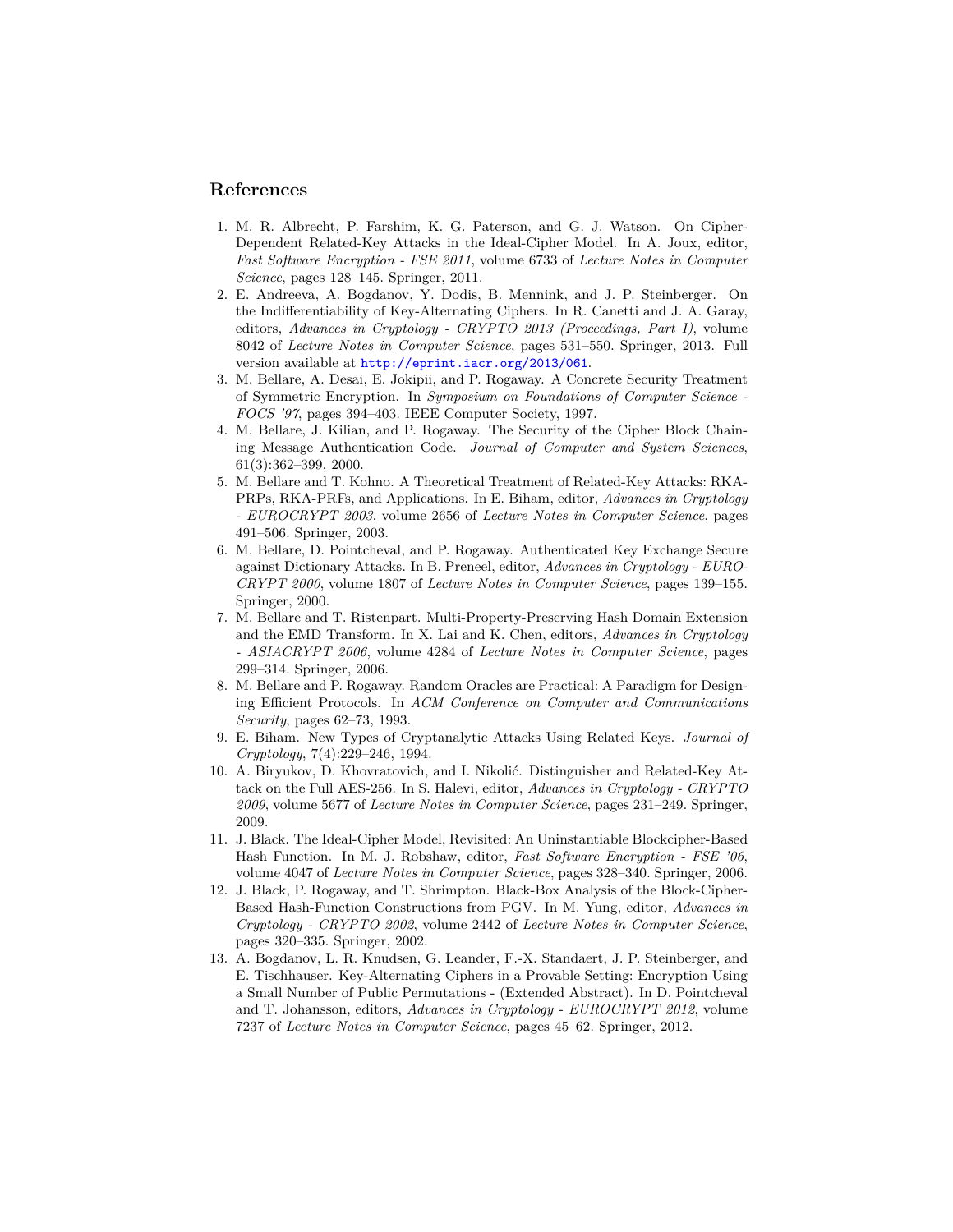## References

1. M. R. Albrecht, P. Farshim, K. G. Paterson, and G. J. Watson. On Cipher-Dependent Related-Key Attacks in the Ideal-Cipher Model. In A. Joux, editor, *Fast Software Encryption - FSE 2011*, volume 6733 of *Lecture Notes in Computer Science*, pages 128–145. Springer, 2011.
2. E. Andreeva, A. Bogdanov, Y. Dodis, B. Mennink, and J. P. Steinberger. On the Indifferentiability of Key-Alternating Ciphers. In R. Canetti and J. A. Garay, editors, *Advances in Cryptology - CRYPTO 2013 (Proceedings, Part I)*, volume 8042 of *Lecture Notes in Computer Science*, pages 531–550. Springer, 2013. Full version available at http://eprint.iacr.org/2013/061.
3. M. Bellare, A. Desai, E. Jokipii, and P. Rogaway. A Concrete Security Treatment of Symmetric Encryption. In *Symposium on Foundations of Computer Science - FOCS '97*, pages 394–403. IEEE Computer Society, 1997.
4. M. Bellare, J. Kilian, and P. Rogaway. The Security of the Cipher Block Chaining Message Authentication Code. *Journal of Computer and System Sciences*, 61(3):362–399, 2000.
5. M. Bellare and T. Kohno. A Theoretical Treatment of Related-Key Attacks: RKA-PRPs, RKA-PRFs, and Applications. In E. Biham, editor, *Advances in Cryptology - EUROCRYPT 2003*, volume 2656 of *Lecture Notes in Computer Science*, pages 491–506. Springer, 2003.
6. M. Bellare, D. Pointcheval, and P. Rogaway. Authenticated Key Exchange Secure against Dictionary Attacks. In B. Preneel, editor, *Advances in Cryptology - EUROCRYPT 2000*, volume 1807 of *Lecture Notes in Computer Science*, pages 139–155. Springer, 2000.
7. M. Bellare and T. Ristenpart. Multi-Property-Preserving Hash Domain Extension and the EMD Transform. In X. Lai and K. Chen, editors, *Advances in Cryptology - ASIACRYPT 2006*, volume 4284 of *Lecture Notes in Computer Science*, pages 299–314. Springer, 2006.
8. M. Bellare and P. Rogaway. Random Oracles are Practical: A Paradigm for Designing Efficient Protocols. In *ACM Conference on Computer and Communications Security*, pages 62–73, 1993.
9. E. Biham. New Types of Cryptanalytic Attacks Using Related Keys. *Journal of Cryptology*, 7(4):229–246, 1994.
10. A. Biryukov, D. Khovratovich, and I. Nikolić. Distinguisher and Related-Key Attack on the Full AES-256. In S. Halevi, editor, *Advances in Cryptology - CRYPTO 2009*, volume 5677 of *Lecture Notes in Computer Science*, pages 231–249. Springer, 2009.
11. J. Black. The Ideal-Cipher Model, Revisited: An Uninstantiable Blockcipher-Based Hash Function. In M. J. Robshaw, editor, *Fast Software Encryption - FSE '06*, volume 4047 of *Lecture Notes in Computer Science*, pages 328–340. Springer, 2006.
12. J. Black, P. Rogaway, and T. Shrimpton. Black-Box Analysis of the Block-Cipher-Based Hash-Function Constructions from PGV. In M. Yung, editor, *Advances in Cryptology - CRYPTO 2002*, volume 2442 of *Lecture Notes in Computer Science*, pages 320–335. Springer, 2002.
13. A. Bogdanov, L. R. Knudsen, G. Leander, F.-X. Standaert, J. P. Steinberger, and E. Tischhauser. Key-Alternating Ciphers in a Provable Setting: Encryption Using a Small Number of Public Permutations - (Extended Abstract). In D. Pointcheval and T. Johansson, editors, *Advances in Cryptology - EUROCRYPT 2012*, volume 7237 of *Lecture Notes in Computer Science*, pages 45–62. Springer, 2012.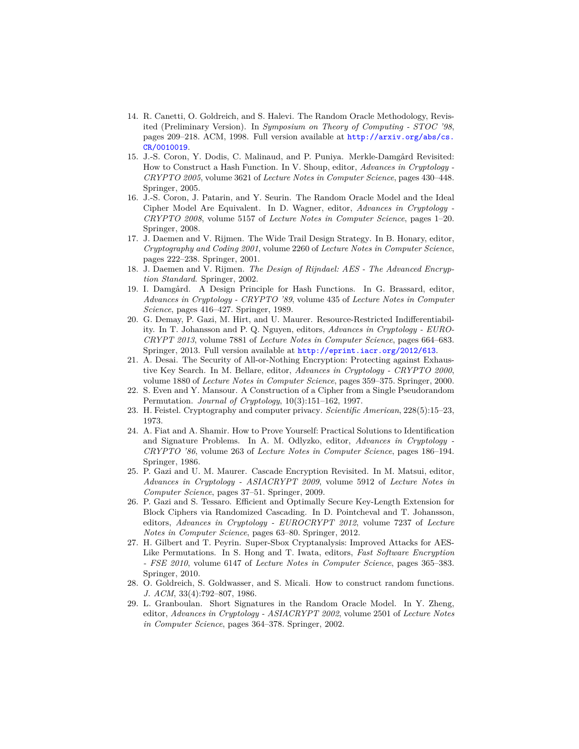14. R. Canetti, O. Goldreich, and S. Halevi. The Random Oracle Methodology, Revisited (Preliminary Version). In *Symposium on Theory of Computing - STOC '98*, pages 209–218. ACM, 1998. Full version available at http://arxiv.org/abs/cs.CR/0010019.
15. J.-S. Coron, Y. Dodis, C. Malinaud, and P. Puniya. Merkle-Damgård Revisited: How to Construct a Hash Function. In V. Shoup, editor, *Advances in Cryptology - CRYPTO 2005*, volume 3621 of *Lecture Notes in Computer Science*, pages 430–448. Springer, 2005.
16. J.-S. Coron, J. Patarin, and Y. Seurin. The Random Oracle Model and the Ideal Cipher Model Are Equivalent. In D. Wagner, editor, *Advances in Cryptology - CRYPTO 2008*, volume 5157 of *Lecture Notes in Computer Science*, pages 1–20. Springer, 2008.
17. J. Daemen and V. Rijmen. The Wide Trail Design Strategy. In B. Honary, editor, *Cryptography and Coding 2001*, volume 2260 of *Lecture Notes in Computer Science*, pages 222–238. Springer, 2001.
18. J. Daemen and V. Rijmen. *The Design of Rijndael: AES - The Advanced Encryption Standard*. Springer, 2002.
19. I. Damgård. A Design Principle for Hash Functions. In G. Brassard, editor, *Advances in Cryptology - CRYPTO '89*, volume 435 of *Lecture Notes in Computer Science*, pages 416–427. Springer, 1989.
20. G. Demay, P. Gazi, M. Hirt, and U. Maurer. Resource-Restricted Indifferentiability. In T. Johansson and P. Q. Nguyen, editors, *Advances in Cryptology - EUROCRYPT 2013*, volume 7881 of *Lecture Notes in Computer Science*, pages 664–683. Springer, 2013. Full version available at http://eprint.iacr.org/2012/613.
21. A. Desai. The Security of All-or-Nothing Encryption: Protecting against Exhaustive Key Search. In M. Bellare, editor, *Advances in Cryptology - CRYPTO 2000*, volume 1880 of *Lecture Notes in Computer Science*, pages 359–375. Springer, 2000.
22. S. Even and Y. Mansour. A Construction of a Cipher from a Single Pseudorandom Permutation. *Journal of Cryptology*, 10(3):151–162, 1997.
23. H. Feistel. Cryptography and computer privacy. *Scientific American*, 228(5):15–23, 1973.
24. A. Fiat and A. Shamir. How to Prove Yourself: Practical Solutions to Identification and Signature Problems. In A. M. Odlyzko, editor, *Advances in Cryptology - CRYPTO '86*, volume 263 of *Lecture Notes in Computer Science*, pages 186–194. Springer, 1986.
25. P. Gazi and U. M. Maurer. Cascade Encryption Revisited. In M. Matsui, editor, *Advances in Cryptology - ASIACRYPT 2009*, volume 5912 of *Lecture Notes in Computer Science*, pages 37–51. Springer, 2009.
26. P. Gazi and S. Tessaro. Efficient and Optimally Secure Key-Length Extension for Block Ciphers via Randomized Cascading. In D. Pointcheval and T. Johansson, editors, *Advances in Cryptology - EUROCRYPT 2012*, volume 7237 of *Lecture Notes in Computer Science*, pages 63–80. Springer, 2012.
27. H. Gilbert and T. Peyrin. Super-Sbox Cryptanalysis: Improved Attacks for AES-Like Permutations. In S. Hong and T. Iwata, editors, *Fast Software Encryption - FSE 2010*, volume 6147 of *Lecture Notes in Computer Science*, pages 365–383. Springer, 2010.
28. O. Goldreich, S. Goldwasser, and S. Micali. How to construct random functions. *J. ACM*, 33(4):792–807, 1986.
29. L. Granboulan. Short Signatures in the Random Oracle Model. In Y. Zheng, editor, *Advances in Cryptology - ASIACRYPT 2002*, volume 2501 of *Lecture Notes in Computer Science*, pages 364–378. Springer, 2002.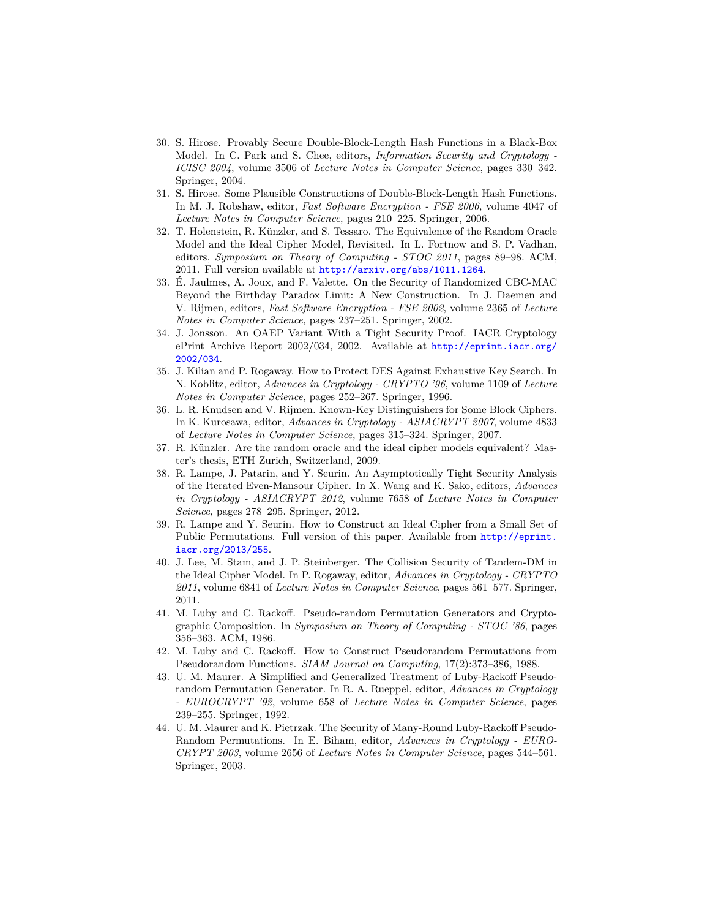30. S. Hirose. Provably Secure Double-Block-Length Hash Functions in a Black-Box Model. In C. Park and S. Chee, editors, *Information Security and Cryptology - ICISC 2004*, volume 3506 of *Lecture Notes in Computer Science*, pages 330–342. Springer, 2004.
31. S. Hirose. Some Plausible Constructions of Double-Block-Length Hash Functions. In M. J. Robshaw, editor, *Fast Software Encryption - FSE 2006*, volume 4047 of *Lecture Notes in Computer Science*, pages 210–225. Springer, 2006.
32. T. Holenstein, R. Künzler, and S. Tessaro. The Equivalence of the Random Oracle Model and the Ideal Cipher Model, Revisited. In L. Fortnow and S. P. Vadhan, editors, *Symposium on Theory of Computing - STOC 2011*, pages 89–98. ACM, 2011. Full version available at http://arxiv.org/abs/1011.1264.
33. É. Jaulmes, A. Joux, and F. Valette. On the Security of Randomized CBC-MAC Beyond the Birthday Paradox Limit: A New Construction. In J. Daemen and V. Rijmen, editors, *Fast Software Encryption - FSE 2002*, volume 2365 of *Lecture Notes in Computer Science*, pages 237–251. Springer, 2002.
34. J. Jonsson. An OAEP Variant With a Tight Security Proof. IACR Cryptology ePrint Archive Report 2002/034, 2002. Available at http://eprint.iacr.org/2002/034.
35. J. Kilian and P. Rogaway. How to Protect DES Against Exhaustive Key Search. In N. Koblitz, editor, *Advances in Cryptology - CRYPTO '96*, volume 1109 of *Lecture Notes in Computer Science*, pages 252–267. Springer, 1996.
36. L. R. Knudsen and V. Rijmen. Known-Key Distinguishers for Some Block Ciphers. In K. Kurosawa, editor, *Advances in Cryptology - ASIACRYPT 2007*, volume 4833 of *Lecture Notes in Computer Science*, pages 315–324. Springer, 2007.
37. R. Künzler. Are the random oracle and the ideal cipher models equivalent? Master's thesis, ETH Zurich, Switzerland, 2009.
38. R. Lampe, J. Patarin, and Y. Seurin. An Asymptotically Tight Security Analysis of the Iterated Even-Mansour Cipher. In X. Wang and K. Sako, editors, *Advances in Cryptology - ASIACRYPT 2012*, volume 7658 of *Lecture Notes in Computer Science*, pages 278–295. Springer, 2012.
39. R. Lampe and Y. Seurin. How to Construct an Ideal Cipher from a Small Set of Public Permutations. Full version of this paper. Available from http://eprint.iacr.org/2013/255.
40. J. Lee, M. Stam, and J. P. Steinberger. The Collision Security of Tandem-DM in the Ideal Cipher Model. In P. Rogaway, editor, *Advances in Cryptology - CRYPTO 2011*, volume 6841 of *Lecture Notes in Computer Science*, pages 561–577. Springer, 2011.
41. M. Luby and C. Rackoff. Pseudo-random Permutation Generators and Cryptographic Composition. In *Symposium on Theory of Computing - STOC '86*, pages 356–363. ACM, 1986.
42. M. Luby and C. Rackoff. How to Construct Pseudorandom Permutations from Pseudorandom Functions. *SIAM Journal on Computing*, 17(2):373–386, 1988.
43. U. M. Maurer. A Simplified and Generalized Treatment of Luby-Rackoff Pseudorandom Permutation Generator. In R. A. Rueppel, editor, *Advances in Cryptology - EUROCRYPT '92*, volume 658 of *Lecture Notes in Computer Science*, pages 239–255. Springer, 1992.
44. U. M. Maurer and K. Pietrzak. The Security of Many-Round Luby-Rackoff Pseudo-Random Permutations. In E. Biham, editor, *Advances in Cryptology - EUROCRYPT 2003*, volume 2656 of *Lecture Notes in Computer Science*, pages 544–561. Springer, 2003.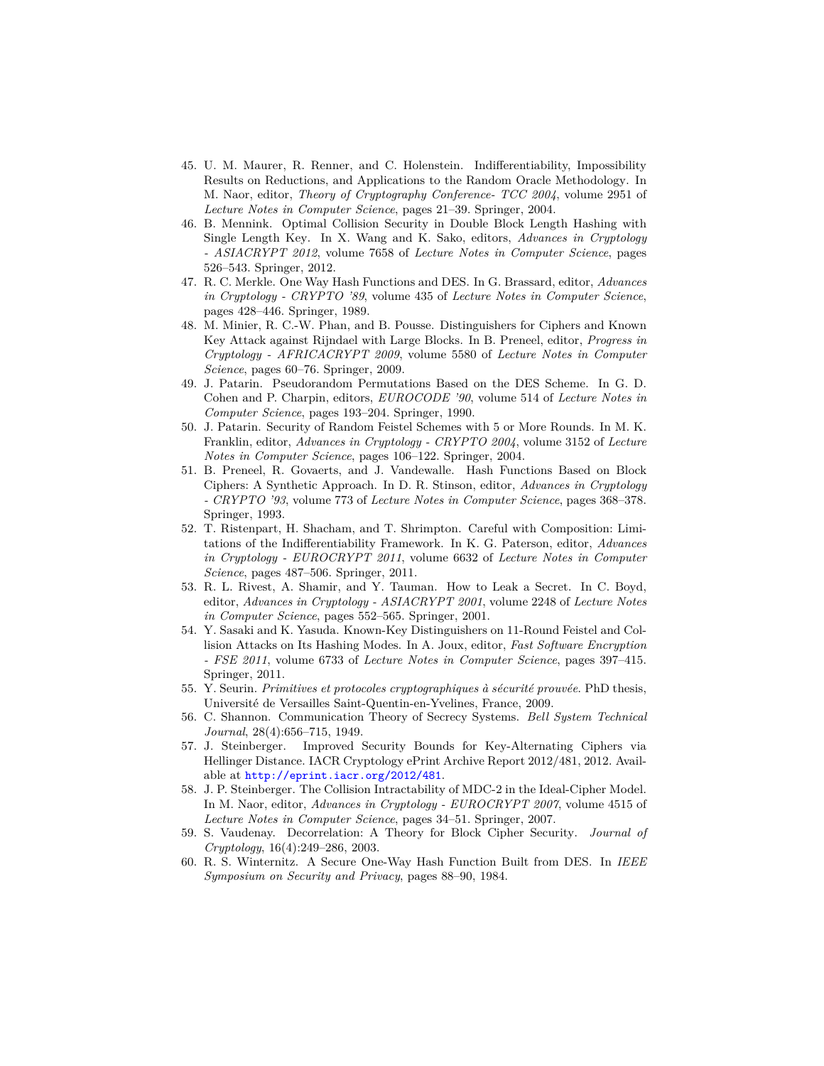45. U. M. Maurer, R. Renner, and C. Holenstein. Indifferentiability, Impossibility Results on Reductions, and Applications to the Random Oracle Methodology. In M. Naor, editor, *Theory of Cryptography Conference- TCC 2004*, volume 2951 of *Lecture Notes in Computer Science*, pages 21–39. Springer, 2004.
46. B. Mennink. Optimal Collision Security in Double Block Length Hashing with Single Length Key. In X. Wang and K. Sako, editors, *Advances in Cryptology - ASIACRYPT 2012*, volume 7658 of *Lecture Notes in Computer Science*, pages 526–543. Springer, 2012.
47. R. C. Merkle. One Way Hash Functions and DES. In G. Brassard, editor, *Advances in Cryptology - CRYPTO '89*, volume 435 of *Lecture Notes in Computer Science*, pages 428–446. Springer, 1989.
48. M. Minier, R. C.-W. Phan, and B. Pousse. Distinguishers for Ciphers and Known Key Attack against Rijndael with Large Blocks. In B. Preneel, editor, *Progress in Cryptology - AFRICACRYPT 2009*, volume 5580 of *Lecture Notes in Computer Science*, pages 60–76. Springer, 2009.
49. J. Patarin. Pseudorandom Permutations Based on the DES Scheme. In G. D. Cohen and P. Charpin, editors, *EUROCODE '90*, volume 514 of *Lecture Notes in Computer Science*, pages 193–204. Springer, 1990.
50. J. Patarin. Security of Random Feistel Schemes with 5 or More Rounds. In M. K. Franklin, editor, *Advances in Cryptology - CRYPTO 2004*, volume 3152 of *Lecture Notes in Computer Science*, pages 106–122. Springer, 2004.
51. B. Preneel, R. Govaerts, and J. Vandewalle. Hash Functions Based on Block Ciphers: A Synthetic Approach. In D. R. Stinson, editor, *Advances in Cryptology - CRYPTO '93*, volume 773 of *Lecture Notes in Computer Science*, pages 368–378. Springer, 1993.
52. T. Ristenpart, H. Shacham, and T. Shrimpton. Careful with Composition: Limitations of the Indifferentiability Framework. In K. G. Paterson, editor, *Advances in Cryptology - EUROCRYPT 2011*, volume 6632 of *Lecture Notes in Computer Science*, pages 487–506. Springer, 2011.
53. R. L. Rivest, A. Shamir, and Y. Tauman. How to Leak a Secret. In C. Boyd, editor, *Advances in Cryptology - ASIACRYPT 2001*, volume 2248 of *Lecture Notes in Computer Science*, pages 552–565. Springer, 2001.
54. Y. Sasaki and K. Yasuda. Known-Key Distinguishers on 11-Round Feistel and Collision Attacks on Its Hashing Modes. In A. Joux, editor, *Fast Software Encryption - FSE 2011*, volume 6733 of *Lecture Notes in Computer Science*, pages 397–415. Springer, 2011.
55. Y. Seurin. *Primitives et protocoles cryptographiques à sécurité prouvée*. PhD thesis, Université de Versailles Saint-Quentin-en-Yvelines, France, 2009.
56. C. Shannon. Communication Theory of Secrecy Systems. *Bell System Technical Journal*, 28(4):656–715, 1949.
57. J. Steinberger. Improved Security Bounds for Key-Alternating Ciphers via Hellinger Distance. IACR Cryptology ePrint Archive Report 2012/481, 2012. Available at http://eprint.iacr.org/2012/481.
58. J. P. Steinberger. The Collision Intractability of MDC-2 in the Ideal-Cipher Model. In M. Naor, editor, *Advances in Cryptology - EUROCRYPT 2007*, volume 4515 of *Lecture Notes in Computer Science*, pages 34–51. Springer, 2007.
59. S. Vaudenay. Decorrelation: A Theory for Block Cipher Security. *Journal of Cryptology*, 16(4):249–286, 2003.
60. R. S. Winternitz. A Secure One-Way Hash Function Built from DES. In *IEEE Symposium on Security and Privacy*, pages 88–90, 1984.